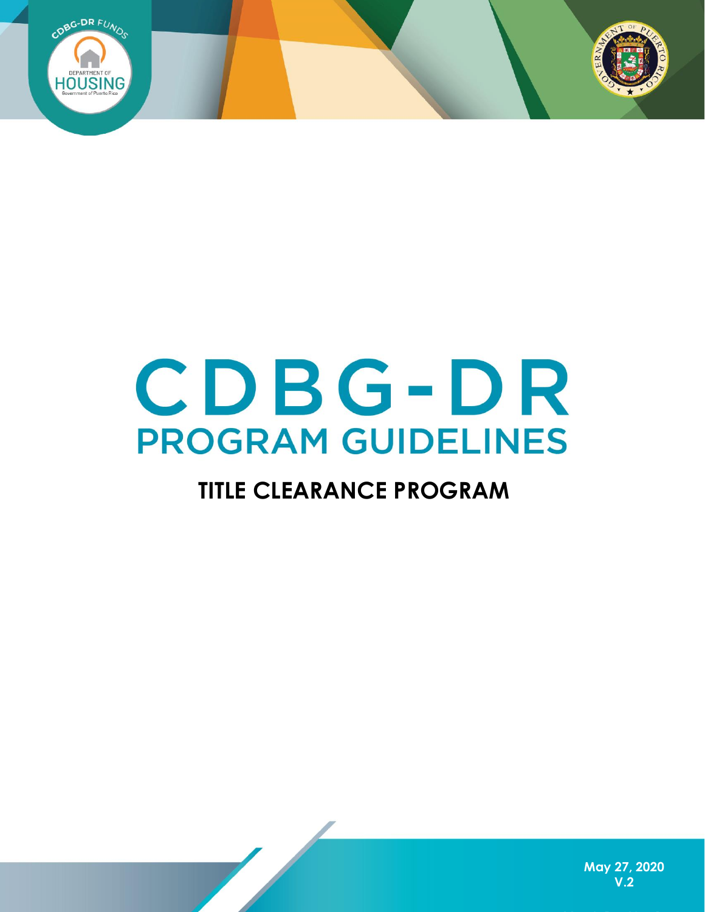# CDBG-DR

## PROGRAM GUIDELINES

### TITLE CLEARANCE PROGRAM

May 27, 2020
V.2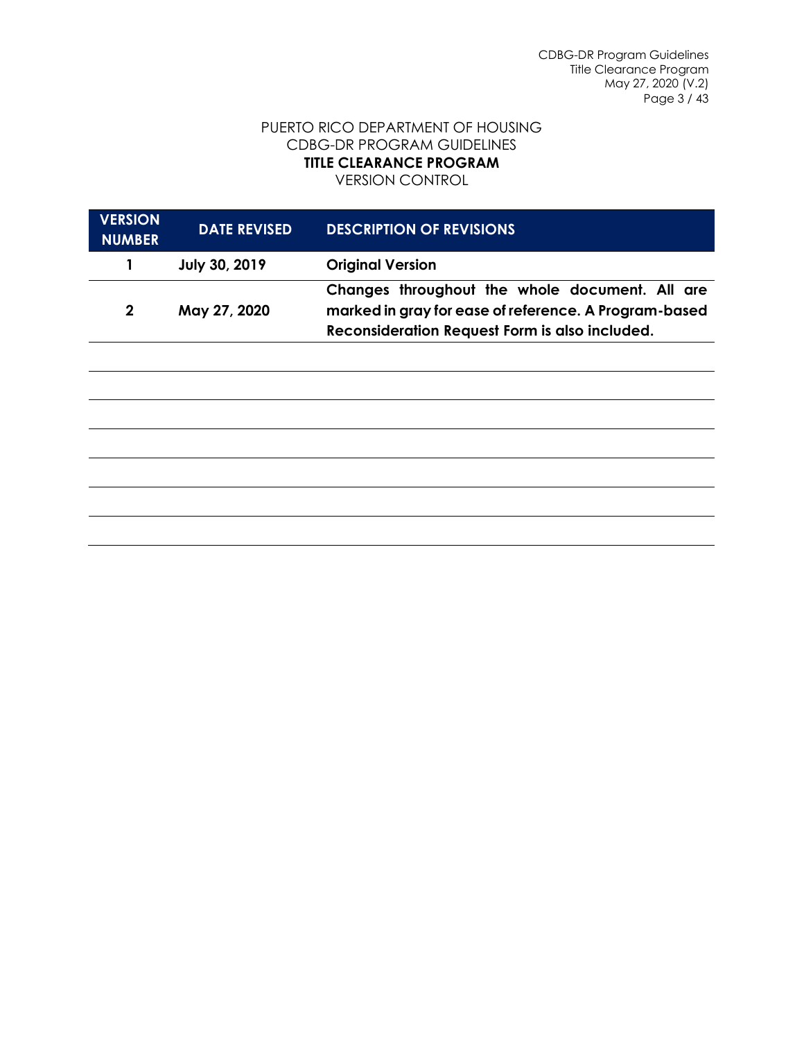PUERTO RICO DEPARTMENT OF HOUSING
CDBG-DR PROGRAM GUIDELINES
**TITLE CLEARANCE PROGRAM**
VERSION CONTROL

| VERSION NUMBER | DATE REVISED | DESCRIPTION OF REVISIONS |
| --- | --- | --- |
| **1** | **July 30, 2019** | **Original Version** |
| **2** | **May 27, 2020** | **Changes throughout the whole document. All are marked in gray for ease of reference. A Program-based Reconsideration Request Form is also included.** |
| | | |
| | | |
| | | |
| | | |
| | | |
| | | |
| | | |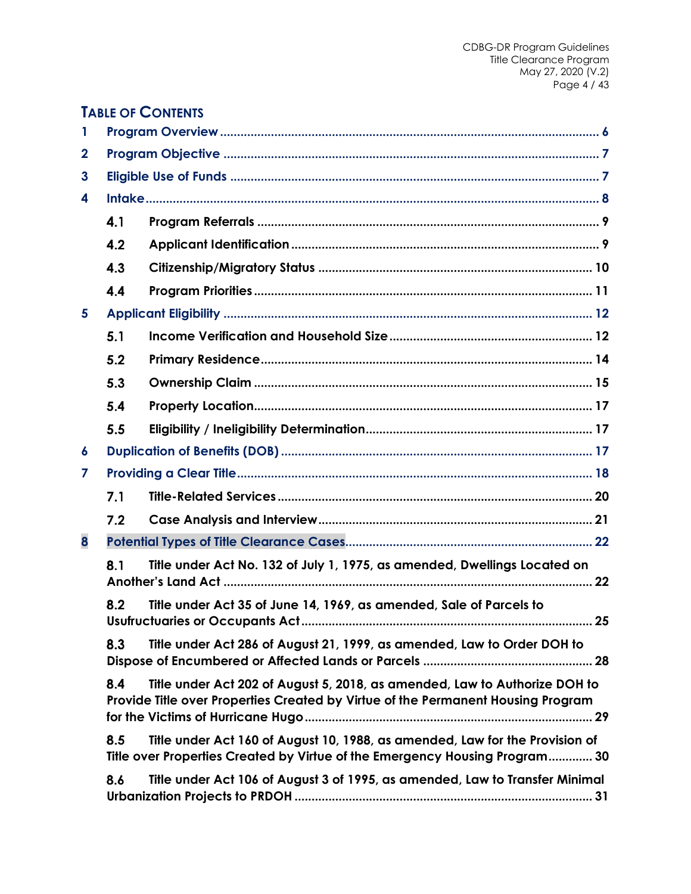# TABLE OF CONTENTS

1 Program Overview ........................................................................................................ 6

2 Program Objective ........................................................................................................ 7

3 Eligible Use of Funds ........................................................................................................ 7

4 Intake ........................................................................................................ 8

- 4.1 Program Referrals ........................................................................................................ 9
- 4.2 Applicant Identification ........................................................................................................ 9
- 4.3 Citizenship/Migratory Status ........................................................................................................ 10
- 4.4 Program Priorities ........................................................................................................ 11

5 Applicant Eligibility ........................................................................................................ 12

- 5.1 Income Verification and Household Size ........................................................................................................ 12
- 5.2 Primary Residence ........................................................................................................ 14
- 5.3 Ownership Claim ........................................................................................................ 15
- 5.4 Property Location ........................................................................................................ 17
- 5.5 Eligibility / Ineligibility Determination ........................................................................................................ 17

6 Duplication of Benefits (DOB) ........................................................................................................ 17

7 Providing a Clear Title ........................................................................................................ 18

- 7.1 Title-Related Services ........................................................................................................ 20
- 7.2 Case Analysis and Interview ........................................................................................................ 21

8 Potential Types of Title Clearance Cases ........................................................................................................ 22

- 8.1 Title under Act No. 132 of July 1, 1975, as amended, Dwellings Located on Another's Land Act ........................................................................................................ 22
- 8.2 Title under Act 35 of June 14, 1969, as amended, Sale of Parcels to Usufructuaries or Occupants Act ........................................................................................................ 25
- 8.3 Title under Act 286 of August 21, 1999, as amended, Law to Order DOH to Dispose of Encumbered or Affected Lands or Parcels ........................................................................................................ 28
- 8.4 Title under Act 202 of August 5, 2018, as amended, Law to Authorize DOH to Provide Title over Properties Created by Virtue of the Permanent Housing Program for the Victims of Hurricane Hugo ........................................................................................................ 29
- 8.5 Title under Act 160 of August 10, 1988, as amended, Law for the Provision of Title over Properties Created by Virtue of the Emergency Housing Program ............. 30
- 8.6 Title under Act 106 of August 3 of 1995, as amended, Law to Transfer Minimal Urbanization Projects to PRDOH ........................................................................................................ 31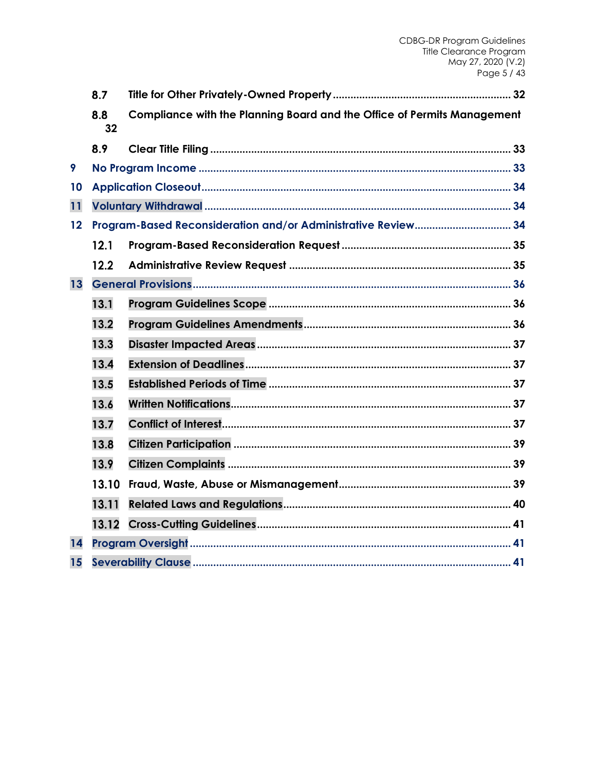8.7 Title for Other Privately-Owned Property ............................................................ 32

8.8 Compliance with the Planning Board and the Office of Permits Management 32

8.9 Clear Title Filing ...................................................................................................... 33

9 No Program Income .......................................................................................... 33

10 Application Closeout.......................................................................................... 34

11 Voluntary Withdrawal ........................................................................................ 34

12 Program-Based Reconsideration and/or Administrative Review................................ 34

12.1 Program-Based Reconsideration Request ......................................................... 35

12.2 Administrative Review Request .......................................................................... 35

13 General Provisions............................................................................................. 36

13.1 Program Guidelines Scope .................................................................................. 36

13.2 Program Guidelines Amendments..................................................................... 36

13.3 Disaster Impacted Areas ...................................................................................... 37

13.4 Extension of Deadlines.......................................................................................... 37

13.5 Established Periods of Time .................................................................................. 37

13.6 Written Notifications............................................................................................... 37

13.7 Conflict of Interest.................................................................................................. 37

13.8 Citizen Participation .............................................................................................. 39

13.9 Citizen Complaints ................................................................................................ 39

13.10 Fraud, Waste, Abuse or Mismanagement.......................................................... 39

13.11 Related Laws and Regulations............................................................................. 40

13.12 Cross-Cutting Guidelines...................................................................................... 41

14 Program Oversight ............................................................................................. 41

15 Severability Clause ............................................................................................ 41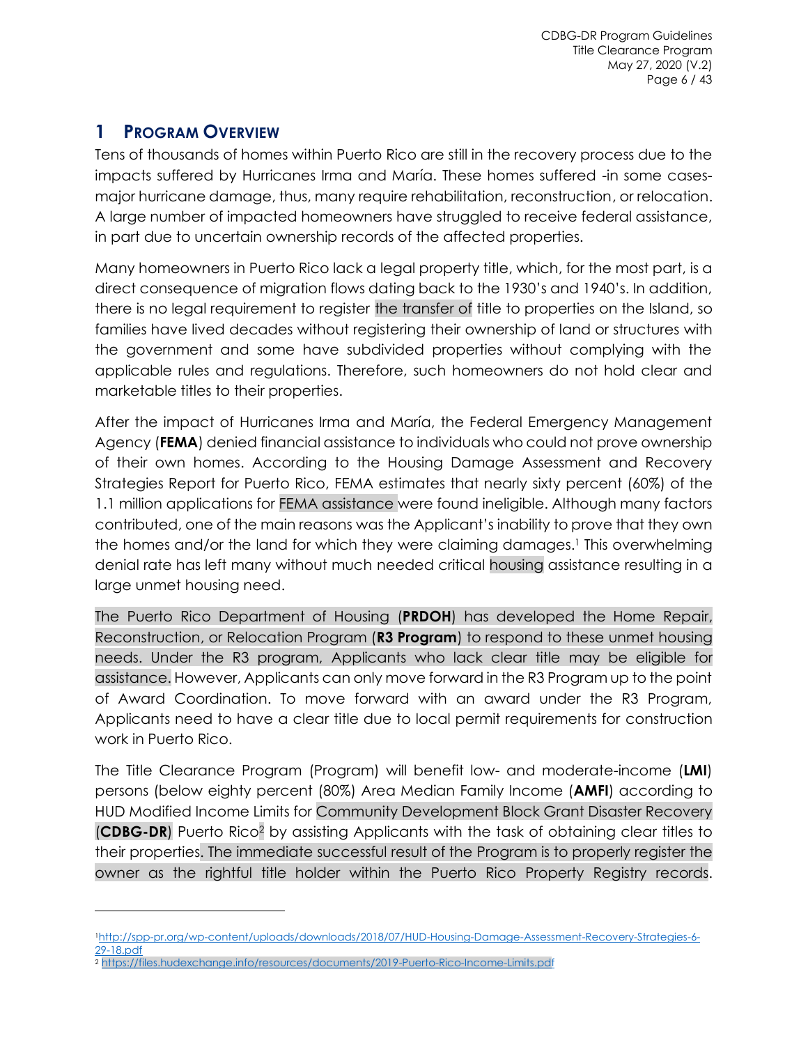# 1 PROGRAM OVERVIEW

Tens of thousands of homes within Puerto Rico are still in the recovery process due to the impacts suffered by Hurricanes Irma and María. These homes suffered -in some cases- major hurricane damage, thus, many require rehabilitation, reconstruction, or relocation. A large number of impacted homeowners have struggled to receive federal assistance, in part due to uncertain ownership records of the affected properties.

Many homeowners in Puerto Rico lack a legal property title, which, for the most part, is a direct consequence of migration flows dating back to the 1930's and 1940's. In addition, there is no legal requirement to register the transfer of title to properties on the Island, so families have lived decades without registering their ownership of land or structures with the government and some have subdivided properties without complying with the applicable rules and regulations. Therefore, such homeowners do not hold clear and marketable titles to their properties.

After the impact of Hurricanes Irma and María, the Federal Emergency Management Agency (**FEMA**) denied financial assistance to individuals who could not prove ownership of their own homes. According to the Housing Damage Assessment and Recovery Strategies Report for Puerto Rico, FEMA estimates that nearly sixty percent (60%) of the 1.1 million applications for FEMA assistance were found ineligible. Although many factors contributed, one of the main reasons was the Applicant's inability to prove that they own the homes and/or the land for which they were claiming damages.[1] This overwhelming denial rate has left many without much needed critical housing assistance resulting in a large unmet housing need.

The Puerto Rico Department of Housing (**PRDOH**) has developed the Home Repair, Reconstruction, or Relocation Program (**R3 Program**) to respond to these unmet housing needs. Under the R3 program, Applicants who lack clear title may be eligible for assistance. However, Applicants can only move forward in the R3 Program up to the point of Award Coordination. To move forward with an award under the R3 Program, Applicants need to have a clear title due to local permit requirements for construction work in Puerto Rico.

The Title Clearance Program (Program) will benefit low- and moderate-income (**LMI**) persons (below eighty percent (80%) Area Median Family Income (**AMFI**) according to HUD Modified Income Limits for Community Development Block Grant Disaster Recovery (**CDBG-DR**) Puerto Rico[2] by assisting Applicants with the task of obtaining clear titles to their properties. The immediate successful result of the Program is to properly register the owner as the rightful title holder within the Puerto Rico Property Registry records.

---

[1] http://spp-pr.org/wp-content/uploads/downloads/2018/07/HUD-Housing-Damage-Assessment-Recovery-Strategies-6-29-18.pdf

[2] https://files.hudexchange.info/resources/documents/2019-Puerto-Rico-Income-Limits.pdf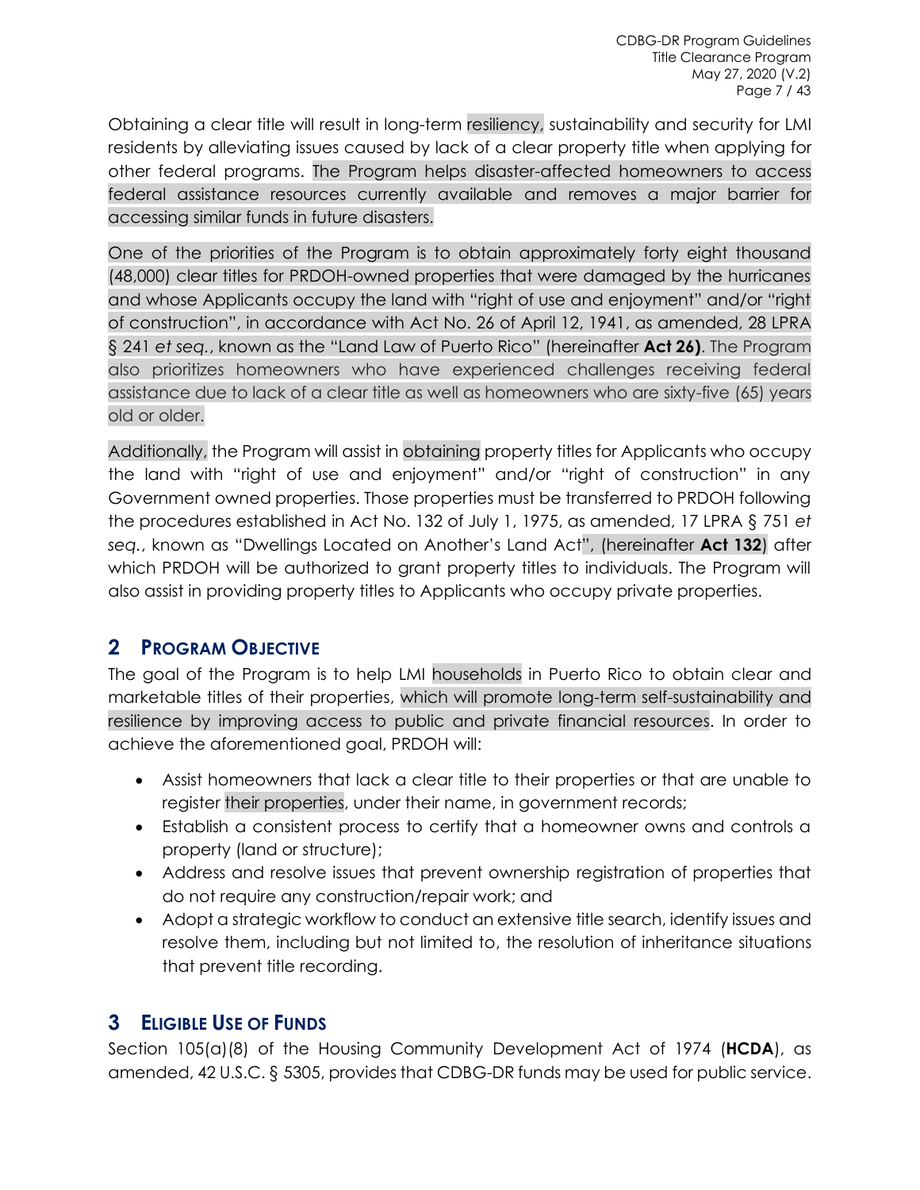Obtaining a clear title will result in long-term resiliency, sustainability and security for LMI residents by alleviating issues caused by lack of a clear property title when applying for other federal programs. The Program helps disaster-affected homeowners to access federal assistance resources currently available and removes a major barrier for accessing similar funds in future disasters.

One of the priorities of the Program is to obtain approximately forty eight thousand (48,000) clear titles for PRDOH-owned properties that were damaged by the hurricanes and whose Applicants occupy the land with "right of use and enjoyment" and/or "right of construction", in accordance with Act No. 26 of April 12, 1941, as amended, 28 LPRA § 241 *et seq.*, known as the "Land Law of Puerto Rico" (hereinafter **Act 26)**. The Program also prioritizes homeowners who have experienced challenges receiving federal assistance due to lack of a clear title as well as homeowners who are sixty-five (65) years old or older.

Additionally, the Program will assist in obtaining property titles for Applicants who occupy the land with "right of use and enjoyment" and/or "right of construction" in any Government owned properties. Those properties must be transferred to PRDOH following the procedures established in Act No. 132 of July 1, 1975, as amended, 17 LPRA § 751 *et seq.*, known as "Dwellings Located on Another's Land Act", (hereinafter **Act 132**) after which PRDOH will be authorized to grant property titles to individuals. The Program will also assist in providing property titles to Applicants who occupy private properties.

## 2 Program Objective

The goal of the Program is to help LMI households in Puerto Rico to obtain clear and marketable titles of their properties, which will promote long-term self-sustainability and resilience by improving access to public and private financial resources. In order to achieve the aforementioned goal, PRDOH will:

- Assist homeowners that lack a clear title to their properties or that are unable to register their properties, under their name, in government records;
- Establish a consistent process to certify that a homeowner owns and controls a property (land or structure);
- Address and resolve issues that prevent ownership registration of properties that do not require any construction/repair work; and
- Adopt a strategic workflow to conduct an extensive title search, identify issues and resolve them, including but not limited to, the resolution of inheritance situations that prevent title recording.

## 3 Eligible Use of Funds

Section 105(a)(8) of the Housing Community Development Act of 1974 (**HCDA**), as amended, 42 U.S.C. § 5305, provides that CDBG-DR funds may be used for public service.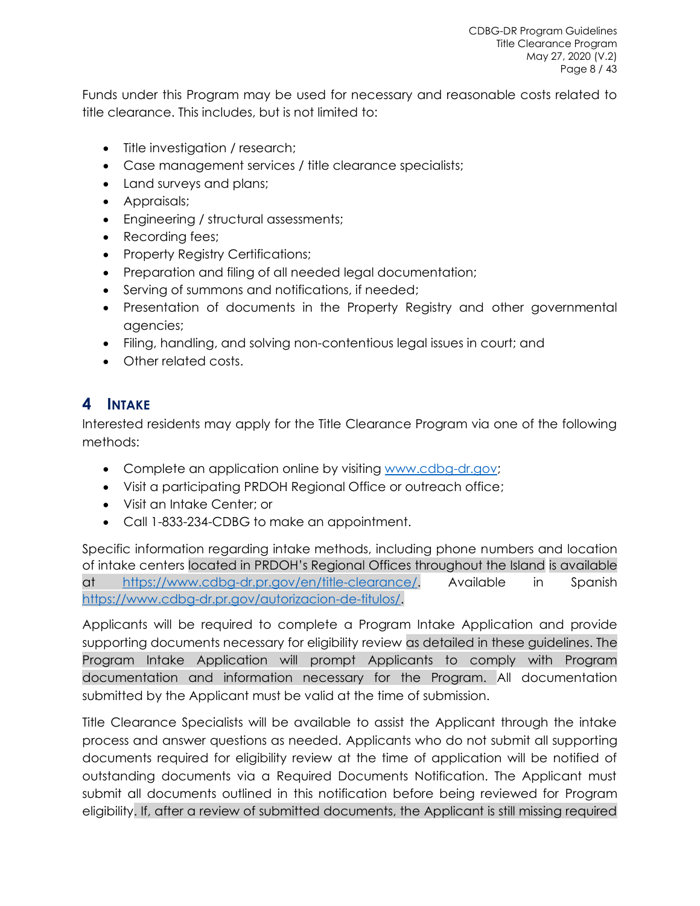Funds under this Program may be used for necessary and reasonable costs related to title clearance. This includes, but is not limited to:

- Title investigation / research;
- Case management services / title clearance specialists;
- Land surveys and plans;
- Appraisals;
- Engineering / structural assessments;
- Recording fees;
- Property Registry Certifications;
- Preparation and filing of all needed legal documentation;
- Serving of summons and notifications, if needed;
- Presentation of documents in the Property Registry and other governmental agencies;
- Filing, handling, and solving non-contentious legal issues in court; and
- Other related costs.

# 4 Intake

Interested residents may apply for the Title Clearance Program via one of the following methods:

- Complete an application online by visiting [www.cdbg-dr.gov](www.cdbg-dr.gov);
- Visit a participating PRDOH Regional Office or outreach office;
- Visit an Intake Center; or
- Call 1-833-234-CDBG to make an appointment.

Specific information regarding intake methods, including phone numbers and location of intake centers located in PRDOH's Regional Offices throughout the Island is available at [https://www.cdbg-dr.pr.gov/en/title-clearance/](https://www.cdbg-dr.pr.gov/en/title-clearance/). Available in Spanish [https://www.cdbg-dr.pr.gov/autorizacion-de-titulos/](https://www.cdbg-dr.pr.gov/autorizacion-de-titulos/).

Applicants will be required to complete a Program Intake Application and provide supporting documents necessary for eligibility review as detailed in these guidelines. The Program Intake Application will prompt Applicants to comply with Program documentation and information necessary for the Program. All documentation submitted by the Applicant must be valid at the time of submission.

Title Clearance Specialists will be available to assist the Applicant through the intake process and answer questions as needed. Applicants who do not submit all supporting documents required for eligibility review at the time of application will be notified of outstanding documents via a Required Documents Notification. The Applicant must submit all documents outlined in this notification before being reviewed for Program eligibility. If, after a review of submitted documents, the Applicant is still missing required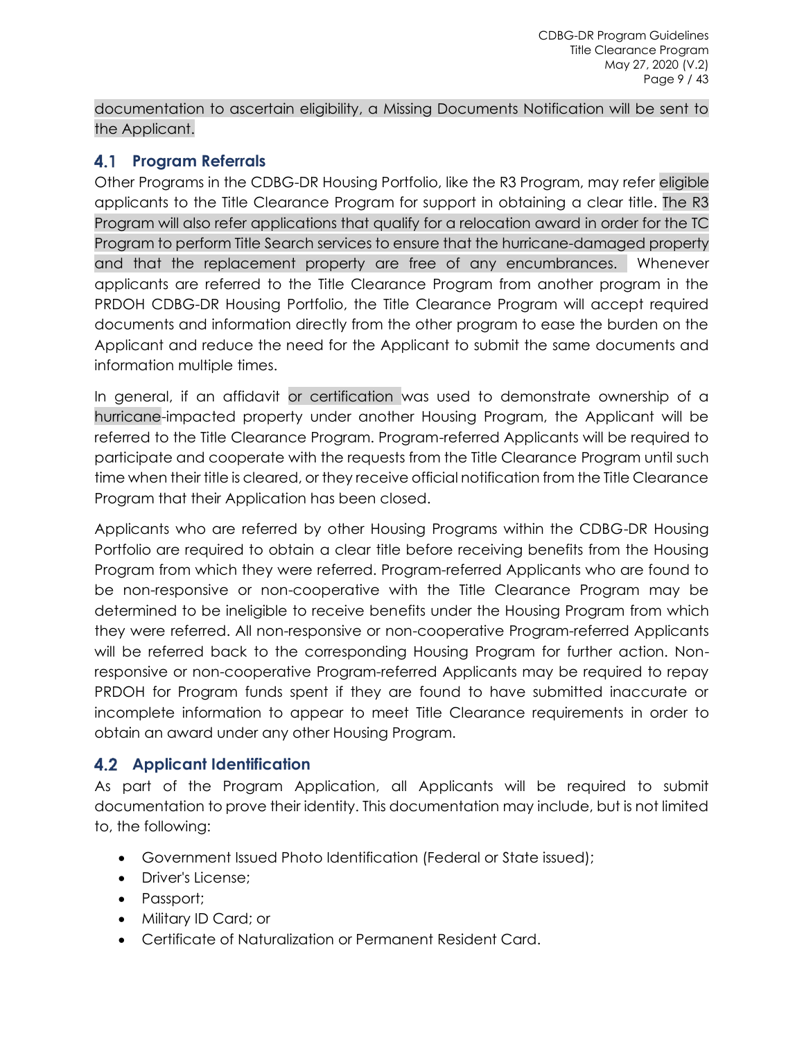documentation to ascertain eligibility, a Missing Documents Notification will be sent to the Applicant.

## 4.1 Program Referrals

Other Programs in the CDBG-DR Housing Portfolio, like the R3 Program, may refer eligible applicants to the Title Clearance Program for support in obtaining a clear title. The R3 Program will also refer applications that qualify for a relocation award in order for the TC Program to perform Title Search services to ensure that the hurricane-damaged property and that the replacement property are free of any encumbrances. Whenever applicants are referred to the Title Clearance Program from another program in the PRDOH CDBG-DR Housing Portfolio, the Title Clearance Program will accept required documents and information directly from the other program to ease the burden on the Applicant and reduce the need for the Applicant to submit the same documents and information multiple times.

In general, if an affidavit or certification was used to demonstrate ownership of a hurricane-impacted property under another Housing Program, the Applicant will be referred to the Title Clearance Program. Program-referred Applicants will be required to participate and cooperate with the requests from the Title Clearance Program until such time when their title is cleared, or they receive official notification from the Title Clearance Program that their Application has been closed.

Applicants who are referred by other Housing Programs within the CDBG-DR Housing Portfolio are required to obtain a clear title before receiving benefits from the Housing Program from which they were referred. Program-referred Applicants who are found to be non-responsive or non-cooperative with the Title Clearance Program may be determined to be ineligible to receive benefits under the Housing Program from which they were referred. All non-responsive or non-cooperative Program-referred Applicants will be referred back to the corresponding Housing Program for further action. Non-responsive or non-cooperative Program-referred Applicants may be required to repay PRDOH for Program funds spent if they are found to have submitted inaccurate or incomplete information to appear to meet Title Clearance requirements in order to obtain an award under any other Housing Program.

## 4.2 Applicant Identification

As part of the Program Application, all Applicants will be required to submit documentation to prove their identity. This documentation may include, but is not limited to, the following:

- Government Issued Photo Identification (Federal or State issued);
- Driver's License;
- Passport;
- Military ID Card; or
- Certificate of Naturalization or Permanent Resident Card.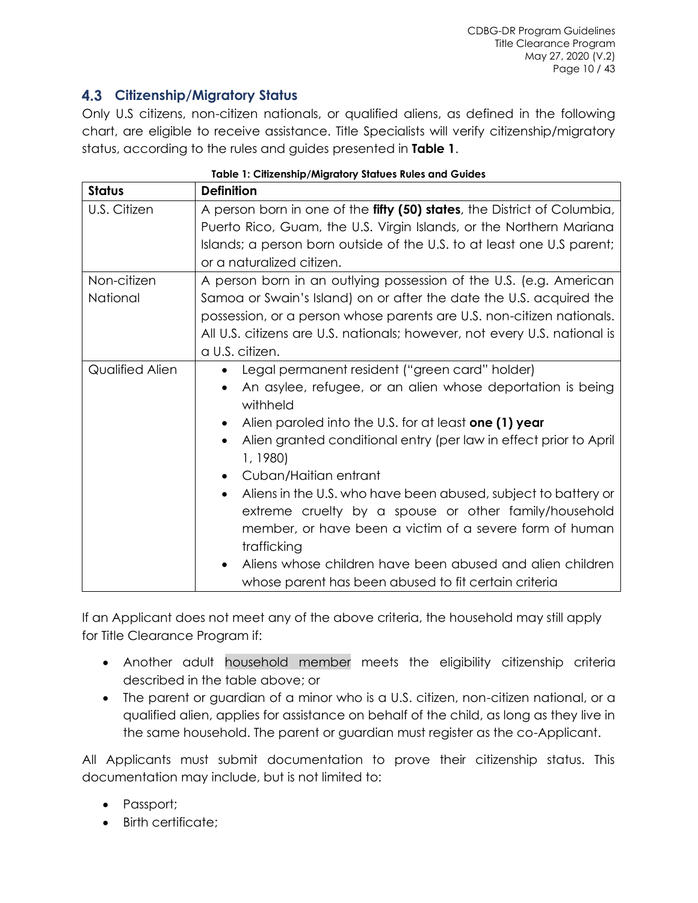## 4.3 Citizenship/Migratory Status

Only U.S citizens, non-citizen nationals, or qualified aliens, as defined in the following chart, are eligible to receive assistance. Title Specialists will verify citizenship/migratory status, according to the rules and guides presented in **Table 1**.

**Table 1: Citizenship/Migratory Statues Rules and Guides**

| Status | Definition |
| --- | --- |
| U.S. Citizen | A person born in one of the **fifty (50) states**, the District of Columbia, Puerto Rico, Guam, the U.S. Virgin Islands, or the Northern Mariana Islands; a person born outside of the U.S. to at least one U.S parent; or a naturalized citizen. |
| Non-citizen National | A person born in an outlying possession of the U.S. (e.g. American Samoa or Swain's Island) on or after the date the U.S. acquired the possession, or a person whose parents are U.S. non-citizen nationals. All U.S. citizens are U.S. nationals; however, not every U.S. national is a U.S. citizen. |
| Qualified Alien | • Legal permanent resident ("green card" holder)<br>• An asylee, refugee, or an alien whose deportation is being withheld<br>• Alien paroled into the U.S. for at least **one (1) year**<br>• Alien granted conditional entry (per law in effect prior to April 1, 1980)<br>• Cuban/Haitian entrant<br>• Aliens in the U.S. who have been abused, subject to battery or extreme cruelty by a spouse or other family/household member, or have been a victim of a severe form of human trafficking<br>• Aliens whose children have been abused and alien children whose parent has been abused to fit certain criteria |

If an Applicant does not meet any of the above criteria, the household may still apply for Title Clearance Program if:

- Another adult household member meets the eligibility citizenship criteria described in the table above; or
- The parent or guardian of a minor who is a U.S. citizen, non-citizen national, or a qualified alien, applies for assistance on behalf of the child, as long as they live in the same household. The parent or guardian must register as the co-Applicant.

All Applicants must submit documentation to prove their citizenship status. This documentation may include, but is not limited to:

- Passport;
- Birth certificate;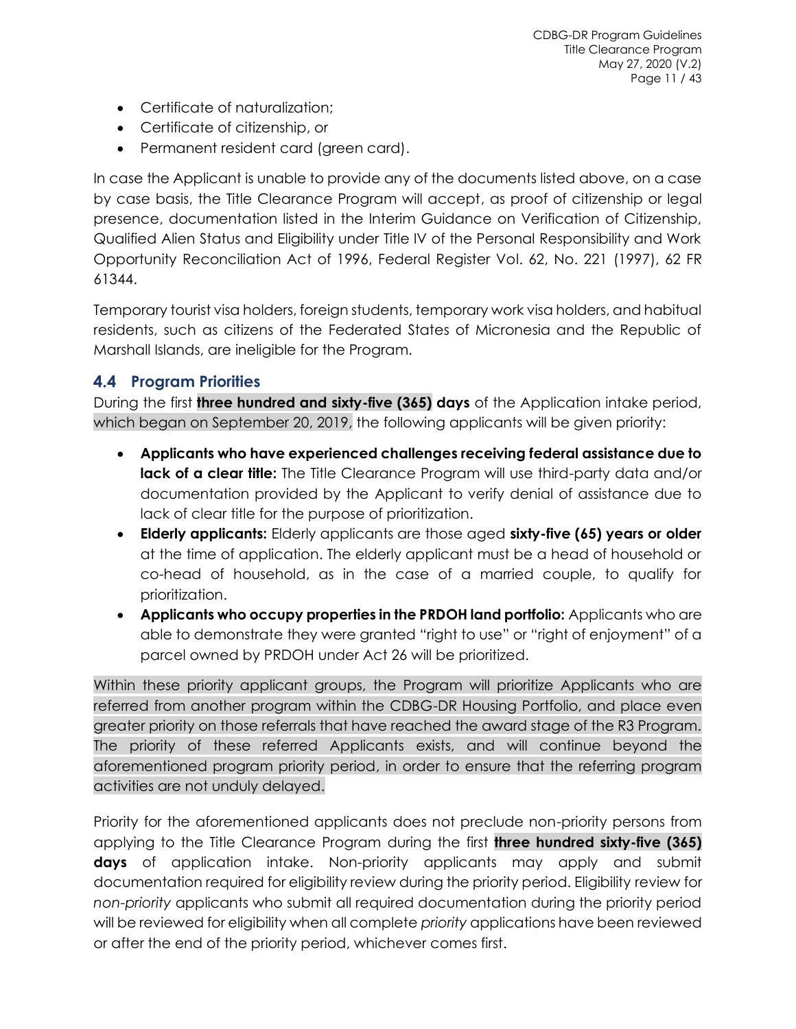- Certificate of naturalization;
- Certificate of citizenship, or
- Permanent resident card (green card).

In case the Applicant is unable to provide any of the documents listed above, on a case by case basis, the Title Clearance Program will accept, as proof of citizenship or legal presence, documentation listed in the Interim Guidance on Verification of Citizenship, Qualified Alien Status and Eligibility under Title IV of the Personal Responsibility and Work Opportunity Reconciliation Act of 1996, Federal Register Vol. 62, No. 221 (1997), 62 FR 61344.

Temporary tourist visa holders, foreign students, temporary work visa holders, and habitual residents, such as citizens of the Federated States of Micronesia and the Republic of Marshall Islands, are ineligible for the Program.

## 4.4 Program Priorities

During the first **three hundred and sixty-five (365) days** of the Application intake period, which began on September 20, 2019, the following applicants will be given priority:

- **Applicants who have experienced challenges receiving federal assistance due to lack of a clear title:** The Title Clearance Program will use third-party data and/or documentation provided by the Applicant to verify denial of assistance due to lack of clear title for the purpose of prioritization.
- **Elderly applicants:** Elderly applicants are those aged **sixty-five (65) years or older** at the time of application. The elderly applicant must be a head of household or co-head of household, as in the case of a married couple, to qualify for prioritization.
- **Applicants who occupy properties in the PRDOH land portfolio:** Applicants who are able to demonstrate they were granted "right to use" or "right of enjoyment" of a parcel owned by PRDOH under Act 26 will be prioritized.

Within these priority applicant groups, the Program will prioritize Applicants who are referred from another program within the CDBG-DR Housing Portfolio, and place even greater priority on those referrals that have reached the award stage of the R3 Program. The priority of these referred Applicants exists, and will continue beyond the aforementioned program priority period, in order to ensure that the referring program activities are not unduly delayed.

Priority for the aforementioned applicants does not preclude non-priority persons from applying to the Title Clearance Program during the first **three hundred sixty-five (365) days** of application intake. Non-priority applicants may apply and submit documentation required for eligibility review during the priority period. Eligibility review for *non-priority* applicants who submit all required documentation during the priority period will be reviewed for eligibility when all complete *priority* applications have been reviewed or after the end of the priority period, whichever comes first.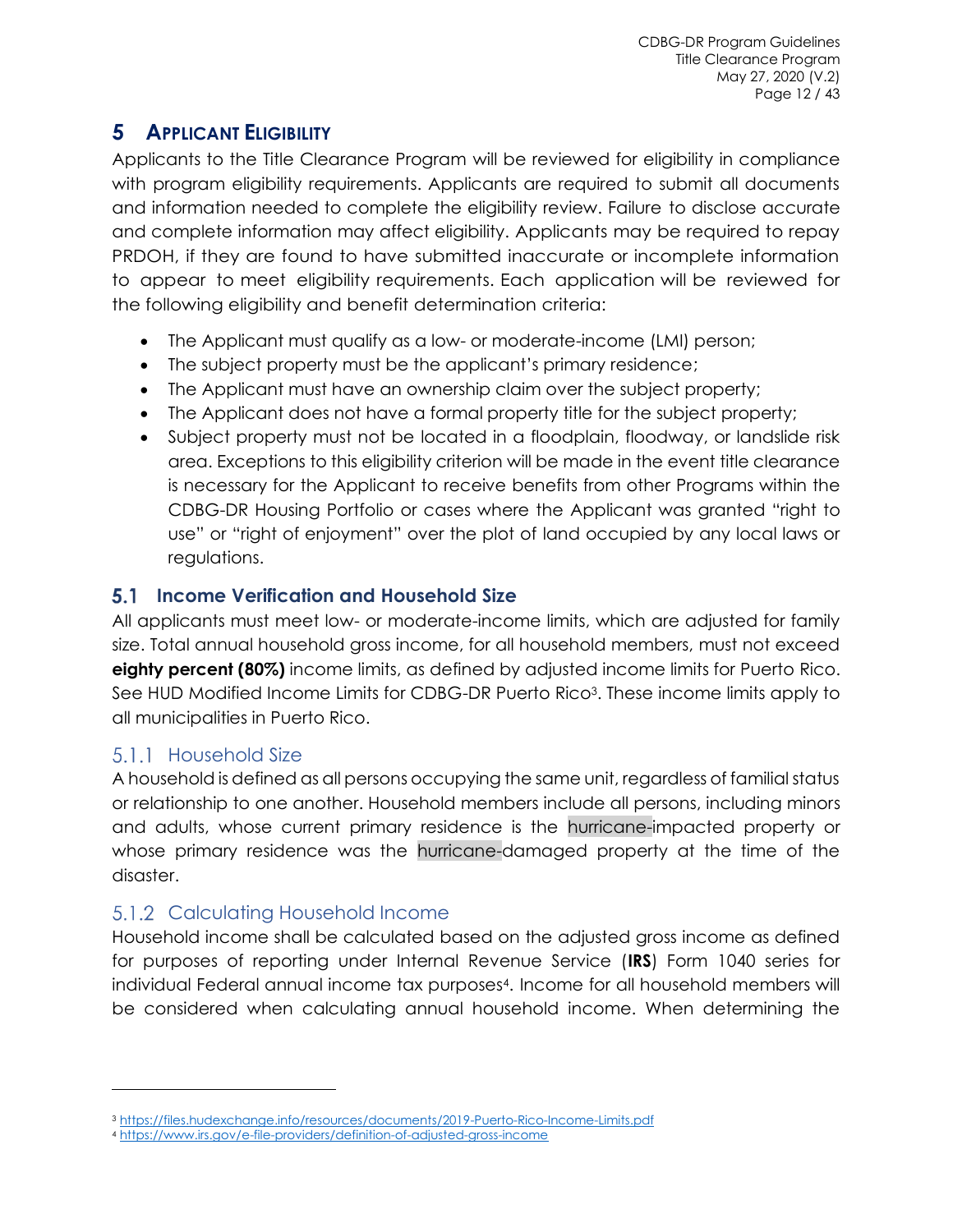# 5 APPLICANT ELIGIBILITY

Applicants to the Title Clearance Program will be reviewed for eligibility in compliance with program eligibility requirements. Applicants are required to submit all documents and information needed to complete the eligibility review. Failure to disclose accurate and complete information may affect eligibility. Applicants may be required to repay PRDOH, if they are found to have submitted inaccurate or incomplete information to appear to meet eligibility requirements. Each application will be reviewed for the following eligibility and benefit determination criteria:

- The Applicant must qualify as a low- or moderate-income (LMI) person;
- The subject property must be the applicant's primary residence;
- The Applicant must have an ownership claim over the subject property;
- The Applicant does not have a formal property title for the subject property;
- Subject property must not be located in a floodplain, floodway, or landslide risk area. Exceptions to this eligibility criterion will be made in the event title clearance is necessary for the Applicant to receive benefits from other Programs within the CDBG-DR Housing Portfolio or cases where the Applicant was granted "right to use" or "right of enjoyment" over the plot of land occupied by any local laws or regulations.

## 5.1 Income Verification and Household Size

All applicants must meet low- or moderate-income limits, which are adjusted for family size. Total annual household gross income, for all household members, must not exceed **eighty percent (80%)** income limits, as defined by adjusted income limits for Puerto Rico. See HUD Modified Income Limits for CDBG-DR Puerto Rico[3]. These income limits apply to all municipalities in Puerto Rico.

### 5.1.1 Household Size

A household is defined as all persons occupying the same unit, regardless of familial status or relationship to one another. Household members include all persons, including minors and adults, whose current primary residence is the hurricane-impacted property or whose primary residence was the hurricane-damaged property at the time of the disaster.

### 5.1.2 Calculating Household Income

Household income shall be calculated based on the adjusted gross income as defined for purposes of reporting under Internal Revenue Service (**IRS**) Form 1040 series for individual Federal annual income tax purposes[4]. Income for all household members will be considered when calculating annual household income. When determining the

---

[3] https://files.hudexchange.info/resources/documents/2019-Puerto-Rico-Income-Limits.pdf

[4] https://www.irs.gov/e-file-providers/definition-of-adjusted-gross-income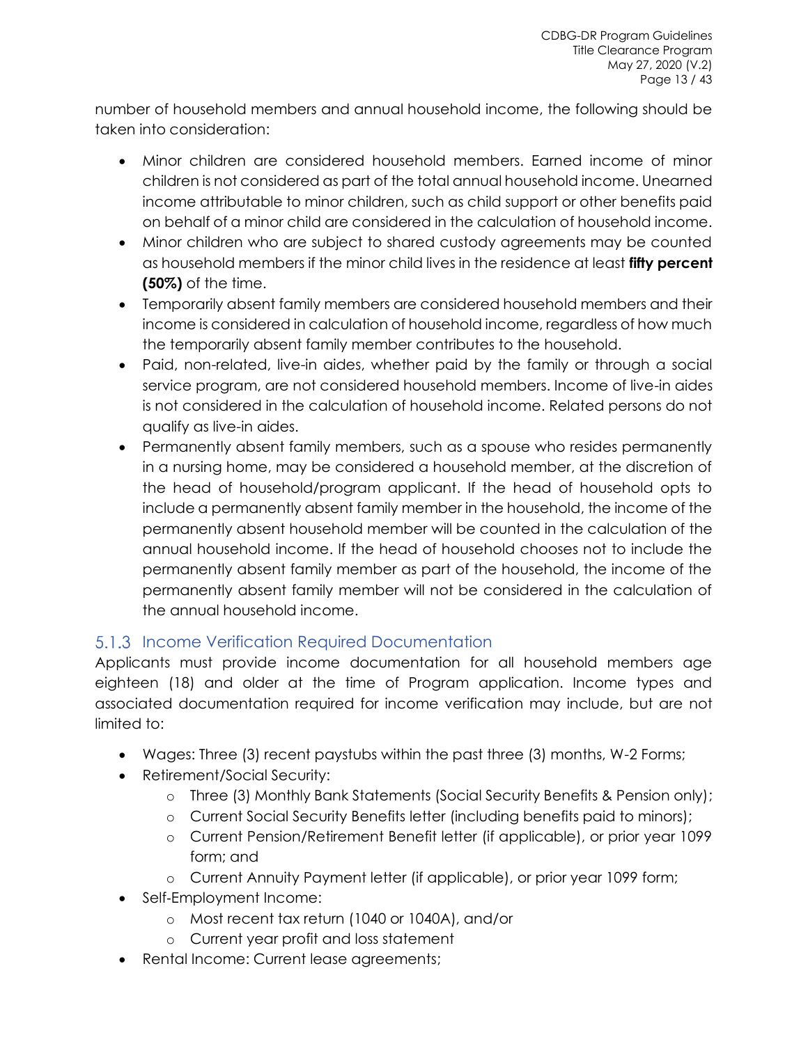number of household members and annual household income, the following should be taken into consideration:

- Minor children are considered household members. Earned income of minor children is not considered as part of the total annual household income. Unearned income attributable to minor children, such as child support or other benefits paid on behalf of a minor child are considered in the calculation of household income.
- Minor children who are subject to shared custody agreements may be counted as household members if the minor child lives in the residence at least **fifty percent (50%)** of the time.
- Temporarily absent family members are considered household members and their income is considered in calculation of household income, regardless of how much the temporarily absent family member contributes to the household.
- Paid, non-related, live-in aides, whether paid by the family or through a social service program, are not considered household members. Income of live-in aides is not considered in the calculation of household income. Related persons do not qualify as live-in aides.
- Permanently absent family members, such as a spouse who resides permanently in a nursing home, may be considered a household member, at the discretion of the head of household/program applicant. If the head of household opts to include a permanently absent family member in the household, the income of the permanently absent household member will be counted in the calculation of the annual household income. If the head of household chooses not to include the permanently absent family member as part of the household, the income of the permanently absent family member will not be considered in the calculation of the annual household income.

### 5.1.3 Income Verification Required Documentation

Applicants must provide income documentation for all household members age eighteen (18) and older at the time of Program application. Income types and associated documentation required for income verification may include, but are not limited to:

- Wages: Three (3) recent paystubs within the past three (3) months, W-2 Forms;
- Retirement/Social Security:
  - Three (3) Monthly Bank Statements (Social Security Benefits & Pension only);
  - Current Social Security Benefits letter (including benefits paid to minors);
  - Current Pension/Retirement Benefit letter (if applicable), or prior year 1099 form; and
  - Current Annuity Payment letter (if applicable), or prior year 1099 form;
- Self-Employment Income:
  - Most recent tax return (1040 or 1040A), and/or
  - Current year profit and loss statement
- Rental Income: Current lease agreements;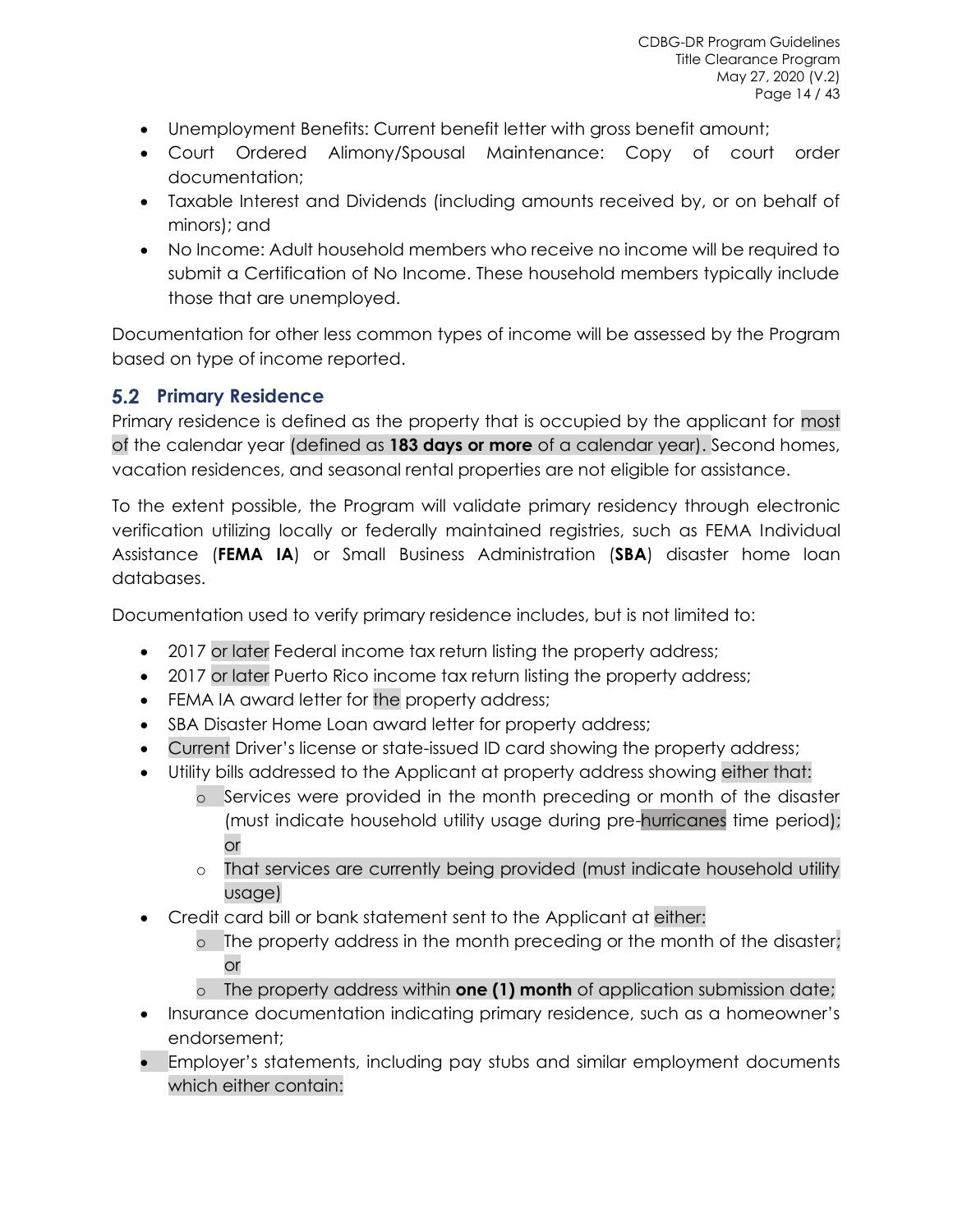- Unemployment Benefits: Current benefit letter with gross benefit amount;
- Court Ordered Alimony/Spousal Maintenance: Copy of court order documentation;
- Taxable Interest and Dividends (including amounts received by, or on behalf of minors); and
- No Income: Adult household members who receive no income will be required to submit a Certification of No Income. These household members typically include those that are unemployed.

Documentation for other less common types of income will be assessed by the Program based on type of income reported.

## 5.2 Primary Residence

Primary residence is defined as the property that is occupied by the applicant for most of the calendar year (defined as **183 days or more** of a calendar year). Second homes, vacation residences, and seasonal rental properties are not eligible for assistance.

To the extent possible, the Program will validate primary residency through electronic verification utilizing locally or federally maintained registries, such as FEMA Individual Assistance (**FEMA IA**) or Small Business Administration (**SBA**) disaster home loan databases.

Documentation used to verify primary residence includes, but is not limited to:

- 2017 or later Federal income tax return listing the property address;
- 2017 or later Puerto Rico income tax return listing the property address;
- FEMA IA award letter for the property address;
- SBA Disaster Home Loan award letter for property address;
- Current Driver's license or state-issued ID card showing the property address;
- Utility bills addressed to the Applicant at property address showing either that:
  - Services were provided in the month preceding or month of the disaster (must indicate household utility usage during pre-hurricanes time period); or
  - That services are currently being provided (must indicate household utility usage)
- Credit card bill or bank statement sent to the Applicant at either:
  - The property address in the month preceding or the month of the disaster; or
  - The property address within **one (1) month** of application submission date;
- Insurance documentation indicating primary residence, such as a homeowner's endorsement;
- Employer's statements, including pay stubs and similar employment documents which either contain: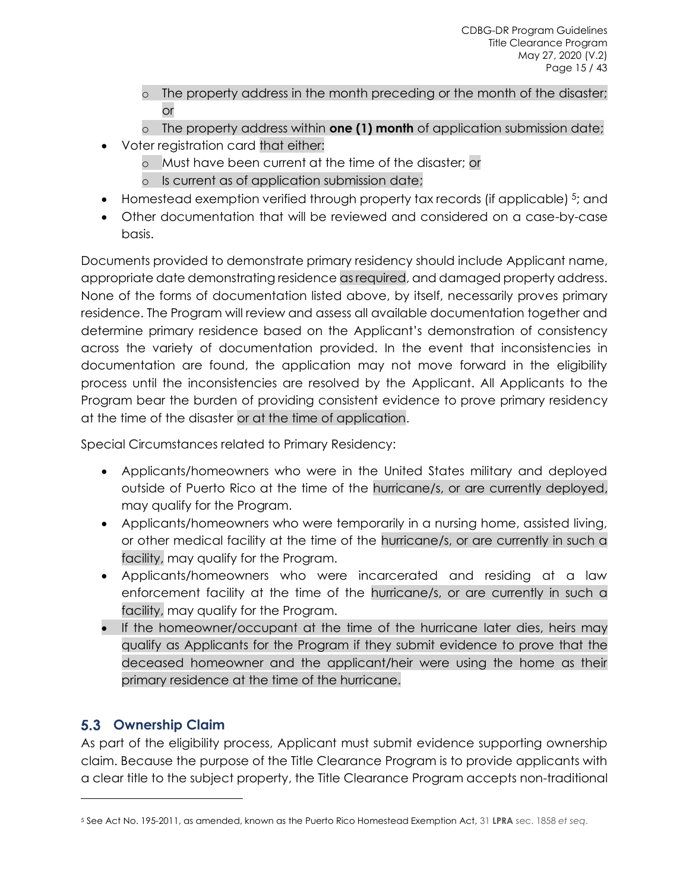- The property address in the month preceding or the month of the disaster; or
  - The property address within **one (1) month** of application submission date;
- Voter registration card that either:
  - Must have been current at the time of the disaster; or
  - Is current as of application submission date;
- Homestead exemption verified through property tax records (if applicable) [5]; and
- Other documentation that will be reviewed and considered on a case-by-case basis.

Documents provided to demonstrate primary residency should include Applicant name, appropriate date demonstrating residence as required, and damaged property address. None of the forms of documentation listed above, by itself, necessarily proves primary residence. The Program will review and assess all available documentation together and determine primary residence based on the Applicant's demonstration of consistency across the variety of documentation provided. In the event that inconsistencies in documentation are found, the application may not move forward in the eligibility process until the inconsistencies are resolved by the Applicant. All Applicants to the Program bear the burden of providing consistent evidence to prove primary residency at the time of the disaster or at the time of application.

Special Circumstances related to Primary Residency:

- Applicants/homeowners who were in the United States military and deployed outside of Puerto Rico at the time of the hurricane/s, or are currently deployed, may qualify for the Program.
- Applicants/homeowners who were temporarily in a nursing home, assisted living, or other medical facility at the time of the hurricane/s, or are currently in such a facility, may qualify for the Program.
- Applicants/homeowners who were incarcerated and residing at a law enforcement facility at the time of the hurricane/s, or are currently in such a facility, may qualify for the Program.
- If the homeowner/occupant at the time of the hurricane later dies, heirs may qualify as Applicants for the Program if they submit evidence to prove that the deceased homeowner and the applicant/heir were using the home as their primary residence at the time of the hurricane.

## 5.3 Ownership Claim

As part of the eligibility process, Applicant must submit evidence supporting ownership claim. Because the purpose of the Title Clearance Program is to provide applicants with a clear title to the subject property, the Title Clearance Program accepts non-traditional

[5] See Act No. 195-2011, as amended, known as the Puerto Rico Homestead Exemption Act, 31 **LPRA** sec. 1858 *et seq*.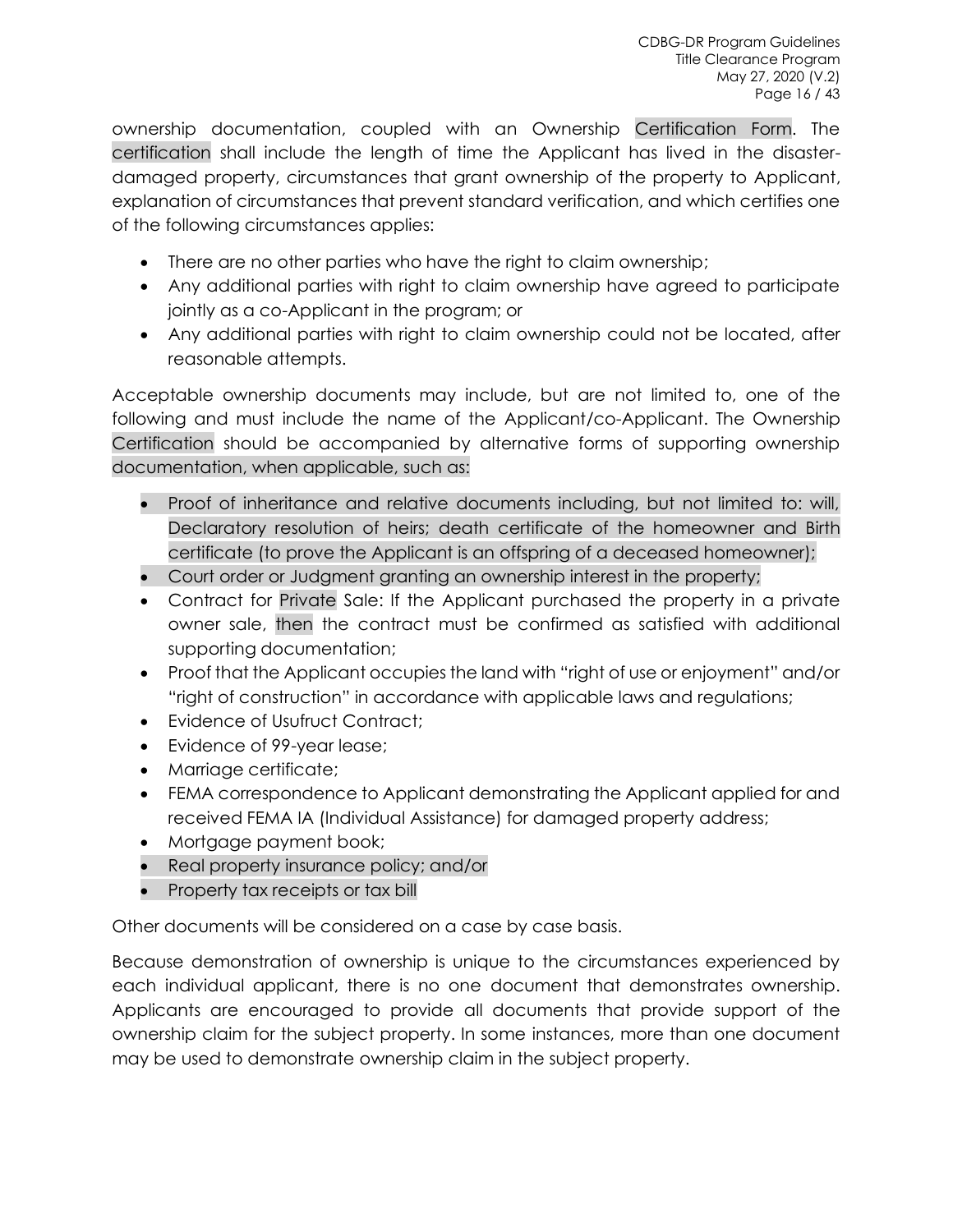ownership documentation, coupled with an Ownership Certification Form. The certification shall include the length of time the Applicant has lived in the disaster-damaged property, circumstances that grant ownership of the property to Applicant, explanation of circumstances that prevent standard verification, and which certifies one of the following circumstances applies:

- There are no other parties who have the right to claim ownership;
- Any additional parties with right to claim ownership have agreed to participate jointly as a co-Applicant in the program; or
- Any additional parties with right to claim ownership could not be located, after reasonable attempts.

Acceptable ownership documents may include, but are not limited to, one of the following and must include the name of the Applicant/co-Applicant. The Ownership Certification should be accompanied by alternative forms of supporting ownership documentation, when applicable, such as:

- Proof of inheritance and relative documents including, but not limited to: will, Declaratory resolution of heirs; death certificate of the homeowner and Birth certificate (to prove the Applicant is an offspring of a deceased homeowner);
- Court order or Judgment granting an ownership interest in the property;
- Contract for Private Sale: If the Applicant purchased the property in a private owner sale, then the contract must be confirmed as satisfied with additional supporting documentation;
- Proof that the Applicant occupies the land with "right of use or enjoyment" and/or "right of construction" in accordance with applicable laws and regulations;
- Evidence of Usufruct Contract;
- Evidence of 99-year lease;
- Marriage certificate;
- FEMA correspondence to Applicant demonstrating the Applicant applied for and received FEMA IA (Individual Assistance) for damaged property address;
- Mortgage payment book;
- Real property insurance policy; and/or
- Property tax receipts or tax bill

Other documents will be considered on a case by case basis.

Because demonstration of ownership is unique to the circumstances experienced by each individual applicant, there is no one document that demonstrates ownership. Applicants are encouraged to provide all documents that provide support of the ownership claim for the subject property. In some instances, more than one document may be used to demonstrate ownership claim in the subject property.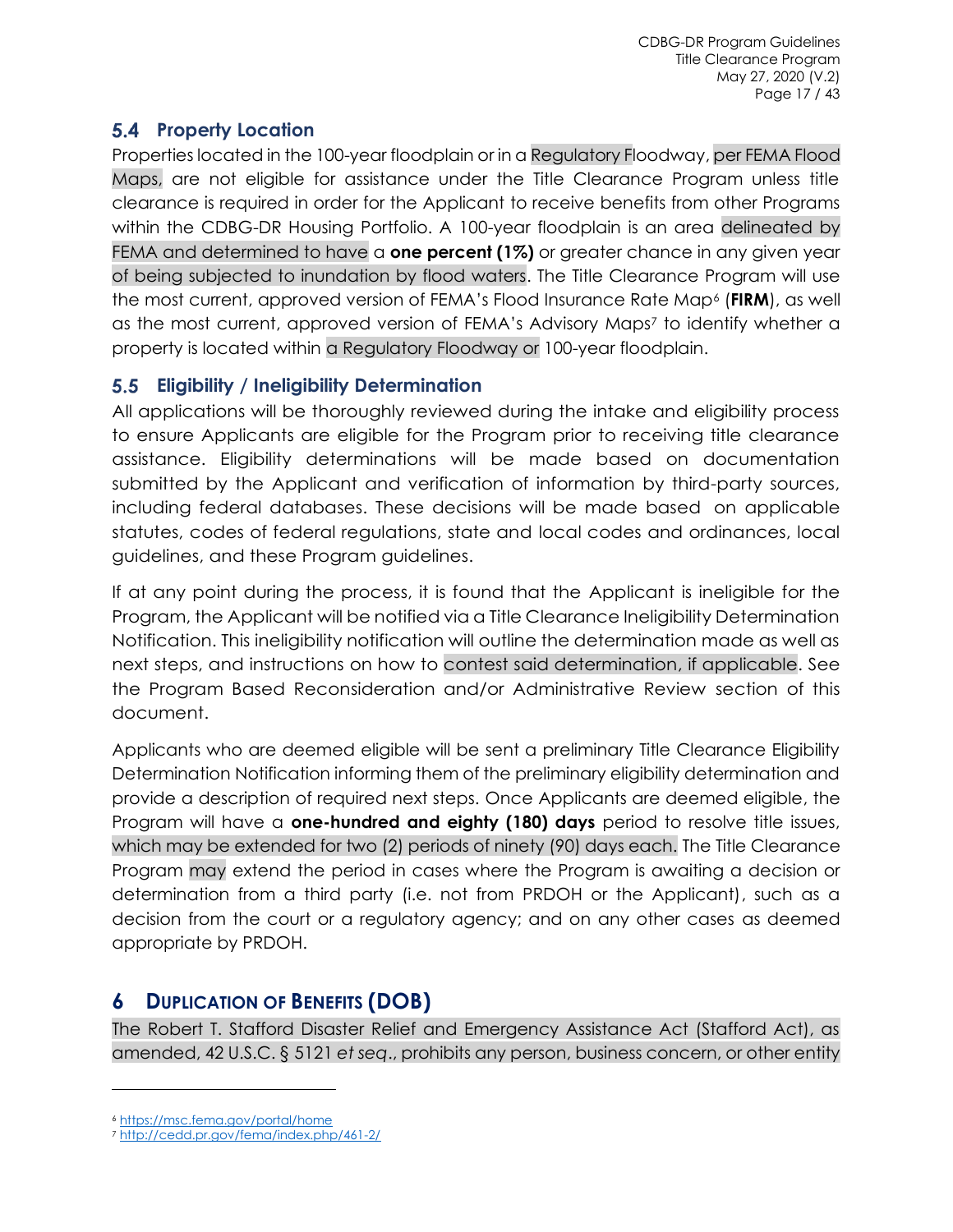## 5.4 Property Location

Properties located in the 100-year floodplain or in a Regulatory Floodway, per FEMA Flood Maps, are not eligible for assistance under the Title Clearance Program unless title clearance is required in order for the Applicant to receive benefits from other Programs within the CDBG-DR Housing Portfolio. A 100-year floodplain is an area delineated by FEMA and determined to have a **one percent (1%)** or greater chance in any given year of being subjected to inundation by flood waters. The Title Clearance Program will use the most current, approved version of FEMA's Flood Insurance Rate Map[6] (**FIRM**), as well as the most current, approved version of FEMA's Advisory Maps[7] to identify whether a property is located within a Regulatory Floodway or 100-year floodplain.

## 5.5 Eligibility / Ineligibility Determination

All applications will be thoroughly reviewed during the intake and eligibility process to ensure Applicants are eligible for the Program prior to receiving title clearance assistance. Eligibility determinations will be made based on documentation submitted by the Applicant and verification of information by third-party sources, including federal databases. These decisions will be made based on applicable statutes, codes of federal regulations, state and local codes and ordinances, local guidelines, and these Program guidelines.

If at any point during the process, it is found that the Applicant is ineligible for the Program, the Applicant will be notified via a Title Clearance Ineligibility Determination Notification. This ineligibility notification will outline the determination made as well as next steps, and instructions on how to contest said determination, if applicable. See the Program Based Reconsideration and/or Administrative Review section of this document.

Applicants who are deemed eligible will be sent a preliminary Title Clearance Eligibility Determination Notification informing them of the preliminary eligibility determination and provide a description of required next steps. Once Applicants are deemed eligible, the Program will have a **one-hundred and eighty (180) days** period to resolve title issues, which may be extended for two (2) periods of ninety (90) days each. The Title Clearance Program may extend the period in cases where the Program is awaiting a decision or determination from a third party (i.e. not from PRDOH or the Applicant), such as a decision from the court or a regulatory agency; and on any other cases as deemed appropriate by PRDOH.

# 6 Duplication of Benefits (DOB)

The Robert T. Stafford Disaster Relief and Emergency Assistance Act (Stafford Act), as amended, 42 U.S.C. § 5121 *et seq*., prohibits any person, business concern, or other entity

---

[6] https://msc.fema.gov/portal/home

[7] http://cedd.pr.gov/fema/index.php/461-2/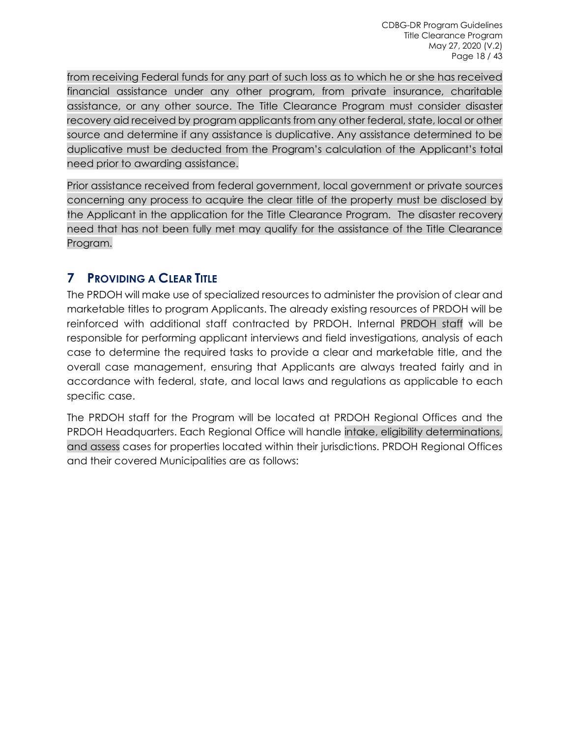from receiving Federal funds for any part of such loss as to which he or she has received financial assistance under any other program, from private insurance, charitable assistance, or any other source. The Title Clearance Program must consider disaster recovery aid received by program applicants from any other federal, state, local or other source and determine if any assistance is duplicative. Any assistance determined to be duplicative must be deducted from the Program's calculation of the Applicant's total need prior to awarding assistance.

Prior assistance received from federal government, local government or private sources concerning any process to acquire the clear title of the property must be disclosed by the Applicant in the application for the Title Clearance Program. The disaster recovery need that has not been fully met may qualify for the assistance of the Title Clearance Program.

# 7 Providing a Clear Title

The PRDOH will make use of specialized resources to administer the provision of clear and marketable titles to program Applicants. The already existing resources of PRDOH will be reinforced with additional staff contracted by PRDOH. Internal PRDOH staff will be responsible for performing applicant interviews and field investigations, analysis of each case to determine the required tasks to provide a clear and marketable title, and the overall case management, ensuring that Applicants are always treated fairly and in accordance with federal, state, and local laws and regulations as applicable to each specific case.

The PRDOH staff for the Program will be located at PRDOH Regional Offices and the PRDOH Headquarters. Each Regional Office will handle intake, eligibility determinations, and assess cases for properties located within their jurisdictions. PRDOH Regional Offices and their covered Municipalities are as follows: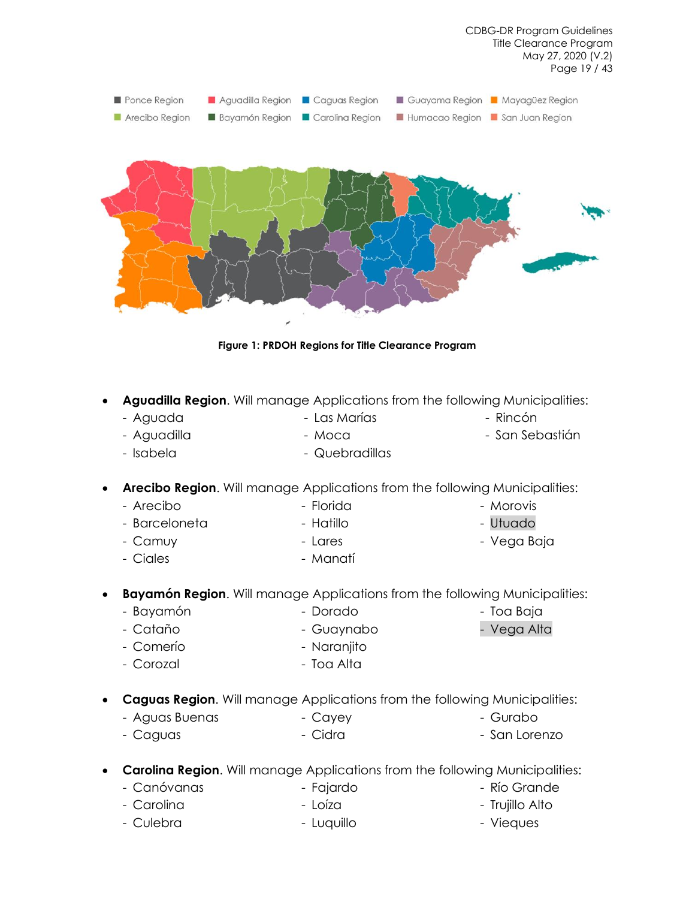Figure 1: PRDOH Regions for Title Clearance Program

- **Aguadilla Region**. Will manage Applications from the following Municipalities:
  - Aguada
  - Aguadilla
  - Isabela
  - Las Marías
  - Moca
  - Quebradillas
  - Rincón
  - San Sebastián

- **Arecibo Region**. Will manage Applications from the following Municipalities:
  - Arecibo
  - Barceloneta
  - Camuy
  - Ciales
  - Florida
  - Hatillo
  - Lares
  - Manatí
  - Morovis
  - Utuado
  - Vega Baja

- **Bayamón Region**. Will manage Applications from the following Municipalities:
  - Bayamón
  - Cataño
  - Comerío
  - Corozal
  - Dorado
  - Guaynabo
  - Naranjito
  - Toa Alta
  - Toa Baja
  - Vega Alta

- **Caguas Region**. Will manage Applications from the following Municipalities:
  - Aguas Buenas
  - Caguas
  - Cayey
  - Cidra
  - Gurabo
  - San Lorenzo

- **Carolina Region**. Will manage Applications from the following Municipalities:
  - Canóvanas
  - Carolina
  - Culebra
  - Fajardo
  - Loíza
  - Luquillo
  - Río Grande
  - Trujillo Alto
  - Vieques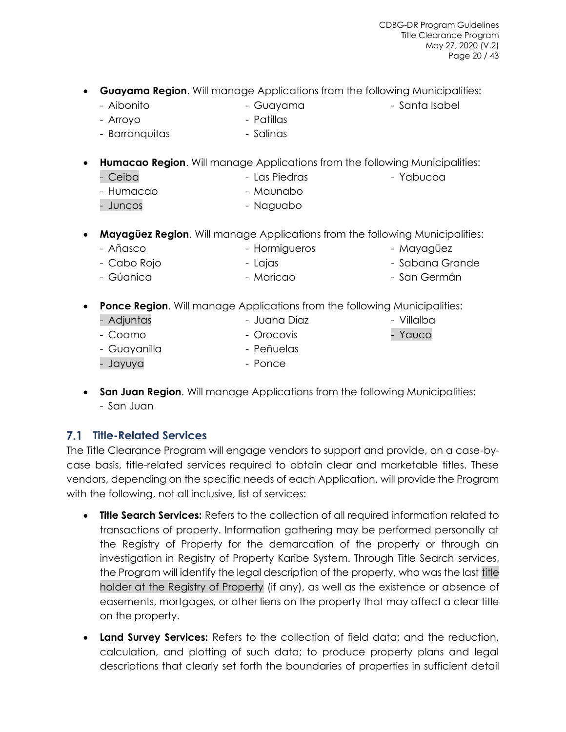- **Guayama Region**. Will manage Applications from the following Municipalities:
  - Aibonito
  - Arroyo
  - Barranquitas
  - Guayama
  - Patillas
  - Salinas
  - Santa Isabel

- **Humacao Region**. Will manage Applications from the following Municipalities:
  - Ceiba
  - Humacao
  - Juncos
  - Las Piedras
  - Maunabo
  - Naguabo
  - Yabucoa

- **Mayagüez Region**. Will manage Applications from the following Municipalities:
  - Añasco
  - Cabo Rojo
  - Gúanica
  - Hormigueros
  - Lajas
  - Maricao
  - Mayagüez
  - Sabana Grande
  - San Germán

- **Ponce Region**. Will manage Applications from the following Municipalities:
  - Adjuntas
  - Coamo
  - Guayanilla
  - Jayuya
  - Juana Díaz
  - Orocovis
  - Peñuelas
  - Ponce
  - Villalba
  - Yauco

- **San Juan Region**. Will manage Applications from the following Municipalities:
  - San Juan

## 7.1 Title-Related Services

The Title Clearance Program will engage vendors to support and provide, on a case-by-case basis, title-related services required to obtain clear and marketable titles. These vendors, depending on the specific needs of each Application, will provide the Program with the following, not all inclusive, list of services:

- **Title Search Services:** Refers to the collection of all required information related to transactions of property. Information gathering may be performed personally at the Registry of Property for the demarcation of the property or through an investigation in Registry of Property Karibe System. Through Title Search services, the Program will identify the legal description of the property, who was the last title holder at the Registry of Property (if any), as well as the existence or absence of easements, mortgages, or other liens on the property that may affect a clear title on the property.

- **Land Survey Services:** Refers to the collection of field data; and the reduction, calculation, and plotting of such data; to produce property plans and legal descriptions that clearly set forth the boundaries of properties in sufficient detail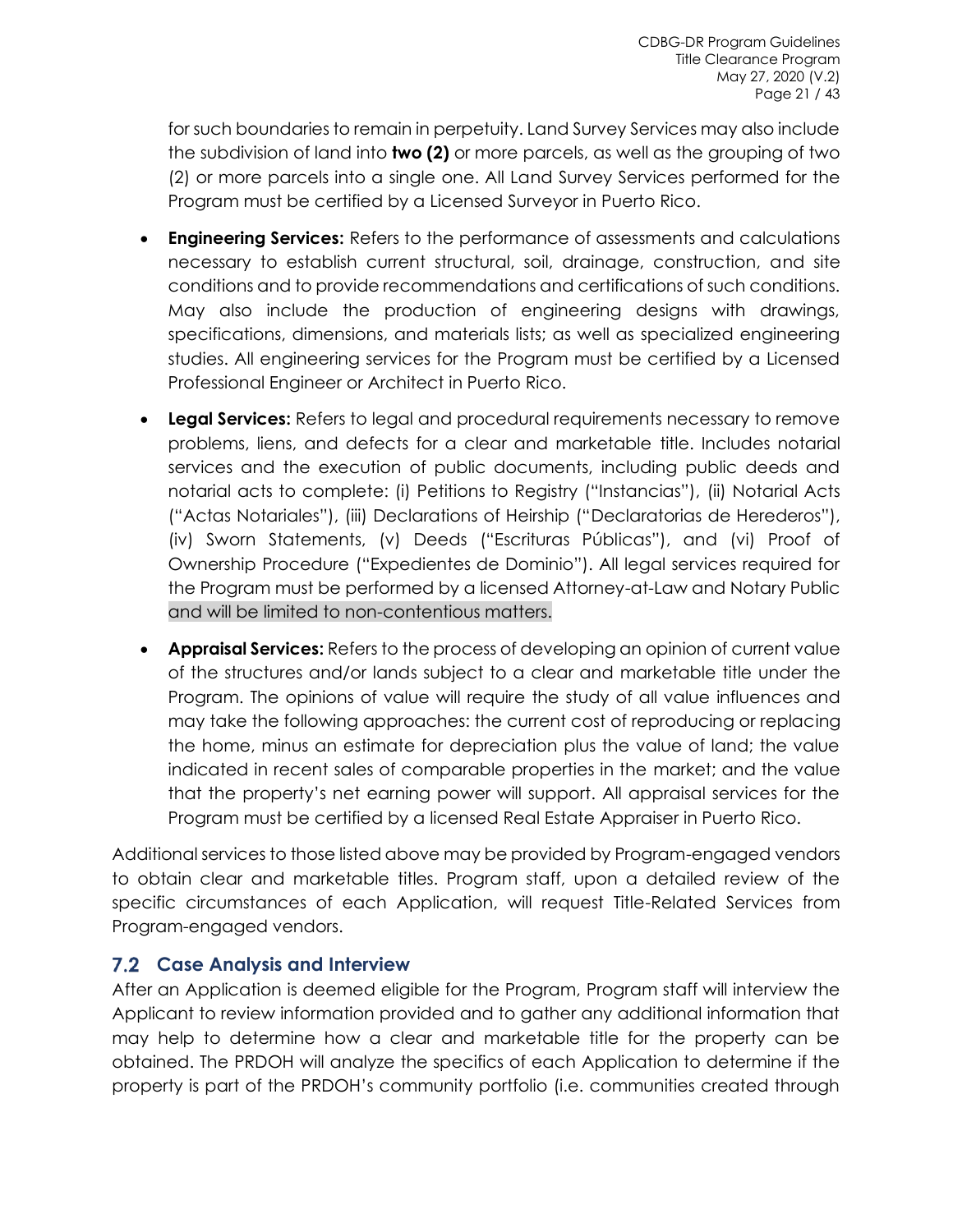for such boundaries to remain in perpetuity. Land Survey Services may also include the subdivision of land into **two (2)** or more parcels, as well as the grouping of two (2) or more parcels into a single one. All Land Survey Services performed for the Program must be certified by a Licensed Surveyor in Puerto Rico.

- **Engineering Services:** Refers to the performance of assessments and calculations necessary to establish current structural, soil, drainage, construction, and site conditions and to provide recommendations and certifications of such conditions. May also include the production of engineering designs with drawings, specifications, dimensions, and materials lists; as well as specialized engineering studies. All engineering services for the Program must be certified by a Licensed Professional Engineer or Architect in Puerto Rico.
- **Legal Services:** Refers to legal and procedural requirements necessary to remove problems, liens, and defects for a clear and marketable title. Includes notarial services and the execution of public documents, including public deeds and notarial acts to complete: (i) Petitions to Registry ("Instancias"), (ii) Notarial Acts ("Actas Notariales"), (iii) Declarations of Heirship ("Declaratorias de Herederos"), (iv) Sworn Statements, (v) Deeds ("Escrituras Públicas"), and (vi) Proof of Ownership Procedure ("Expedientes de Dominio"). All legal services required for the Program must be performed by a licensed Attorney-at-Law and Notary Public and will be limited to non-contentious matters.
- **Appraisal Services:** Refers to the process of developing an opinion of current value of the structures and/or lands subject to a clear and marketable title under the Program. The opinions of value will require the study of all value influences and may take the following approaches: the current cost of reproducing or replacing the home, minus an estimate for depreciation plus the value of land; the value indicated in recent sales of comparable properties in the market; and the value that the property's net earning power will support. All appraisal services for the Program must be certified by a licensed Real Estate Appraiser in Puerto Rico.

Additional services to those listed above may be provided by Program-engaged vendors to obtain clear and marketable titles. Program staff, upon a detailed review of the specific circumstances of each Application, will request Title-Related Services from Program-engaged vendors.

## 7.2 Case Analysis and Interview

After an Application is deemed eligible for the Program, Program staff will interview the Applicant to review information provided and to gather any additional information that may help to determine how a clear and marketable title for the property can be obtained. The PRDOH will analyze the specifics of each Application to determine if the property is part of the PRDOH's community portfolio (i.e. communities created through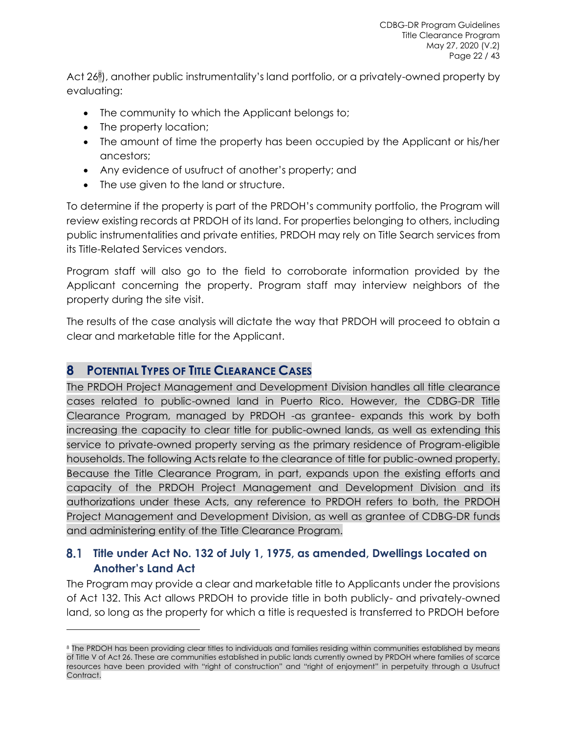Act 26[8]), another public instrumentality's land portfolio, or a privately-owned property by evaluating:

- The community to which the Applicant belongs to;
- The property location;
- The amount of time the property has been occupied by the Applicant or his/her ancestors;
- Any evidence of usufruct of another's property; and
- The use given to the land or structure.

To determine if the property is part of the PRDOH's community portfolio, the Program will review existing records at PRDOH of its land. For properties belonging to others, including public instrumentalities and private entities, PRDOH may rely on Title Search services from its Title-Related Services vendors.

Program staff will also go to the field to corroborate information provided by the Applicant concerning the property. Program staff may interview neighbors of the property during the site visit.

The results of the case analysis will dictate the way that PRDOH will proceed to obtain a clear and marketable title for the Applicant.

# 8 Potential Types of Title Clearance Cases

The PRDOH Project Management and Development Division handles all title clearance cases related to public-owned land in Puerto Rico. However, the CDBG-DR Title Clearance Program, managed by PRDOH -as grantee- expands this work by both increasing the capacity to clear title for public-owned lands, as well as extending this service to private-owned property serving as the primary residence of Program-eligible households. The following Acts relate to the clearance of title for public-owned property. Because the Title Clearance Program, in part, expands upon the existing efforts and capacity of the PRDOH Project Management and Development Division and its authorizations under these Acts, any reference to PRDOH refers to both, the PRDOH Project Management and Development Division, as well as grantee of CDBG-DR funds and administering entity of the Title Clearance Program.

## 8.1 Title under Act No. 132 of July 1, 1975, as amended, Dwellings Located on Another's Land Act

The Program may provide a clear and marketable title to Applicants under the provisions of Act 132. This Act allows PRDOH to provide title in both publicly- and privately-owned land, so long as the property for which a title is requested is transferred to PRDOH before

[8] The PRDOH has been providing clear titles to individuals and families residing within communities established by means of Title V of Act 26. These are communities established in public lands currently owned by PRDOH where families of scarce resources have been provided with "right of construction" and "right of enjoyment" in perpetuity through a Usufruct Contract.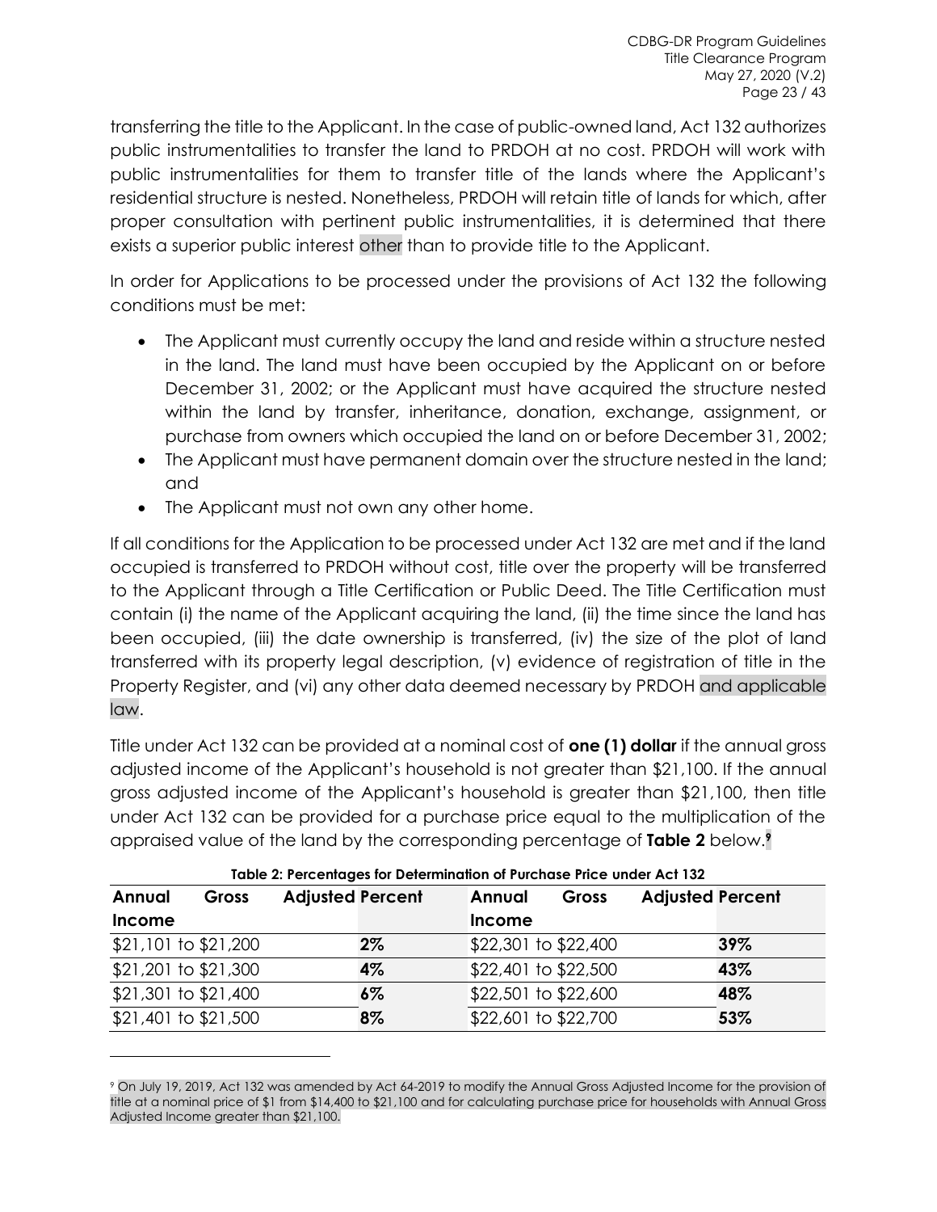transferring the title to the Applicant. In the case of public-owned land, Act 132 authorizes public instrumentalities to transfer the land to PRDOH at no cost. PRDOH will work with public instrumentalities for them to transfer title of the lands where the Applicant's residential structure is nested. Nonetheless, PRDOH will retain title of lands for which, after proper consultation with pertinent public instrumentalities, it is determined that there exists a superior public interest other than to provide title to the Applicant.

In order for Applications to be processed under the provisions of Act 132 the following conditions must be met:

- The Applicant must currently occupy the land and reside within a structure nested in the land. The land must have been occupied by the Applicant on or before December 31, 2002; or the Applicant must have acquired the structure nested within the land by transfer, inheritance, donation, exchange, assignment, or purchase from owners which occupied the land on or before December 31, 2002;
- The Applicant must have permanent domain over the structure nested in the land; and
- The Applicant must not own any other home.

If all conditions for the Application to be processed under Act 132 are met and if the land occupied is transferred to PRDOH without cost, title over the property will be transferred to the Applicant through a Title Certification or Public Deed. The Title Certification must contain (i) the name of the Applicant acquiring the land, (ii) the time since the land has been occupied, (iii) the date ownership is transferred, (iv) the size of the plot of land transferred with its property legal description, (v) evidence of registration of title in the Property Register, and (vi) any other data deemed necessary by PRDOH and applicable law.

Title under Act 132 can be provided at a nominal cost of **one (1) dollar** if the annual gross adjusted income of the Applicant's household is not greater than $21,100. If the annual gross adjusted income of the Applicant's household is greater than $21,100, then title under Act 132 can be provided for a purchase price equal to the multiplication of the appraised value of the land by the corresponding percentage of **Table 2** below.[9]

**Table 2: Percentages for Determination of Purchase Price under Act 132**

| Annual Gross Adjusted Income | Percent | Annual Gross Adjusted Income | Percent |
|---|---|---|---|
| $21,101 to $21,200 | **2%** | $22,301 to $22,400 | **39%** |
| $21,201 to $21,300 | **4%** | $22,401 to $22,500 | **43%** |
| $21,301 to $21,400 | **6%** | $22,501 to $22,600 | **48%** |
| $21,401 to $21,500 | **8%** | $22,601 to $22,700 | **53%** |

[9] On July 19, 2019, Act 132 was amended by Act 64-2019 to modify the Annual Gross Adjusted Income for the provision of title at a nominal price of $1 from $14,400 to $21,100 and for calculating purchase price for households with Annual Gross Adjusted Income greater than $21,100.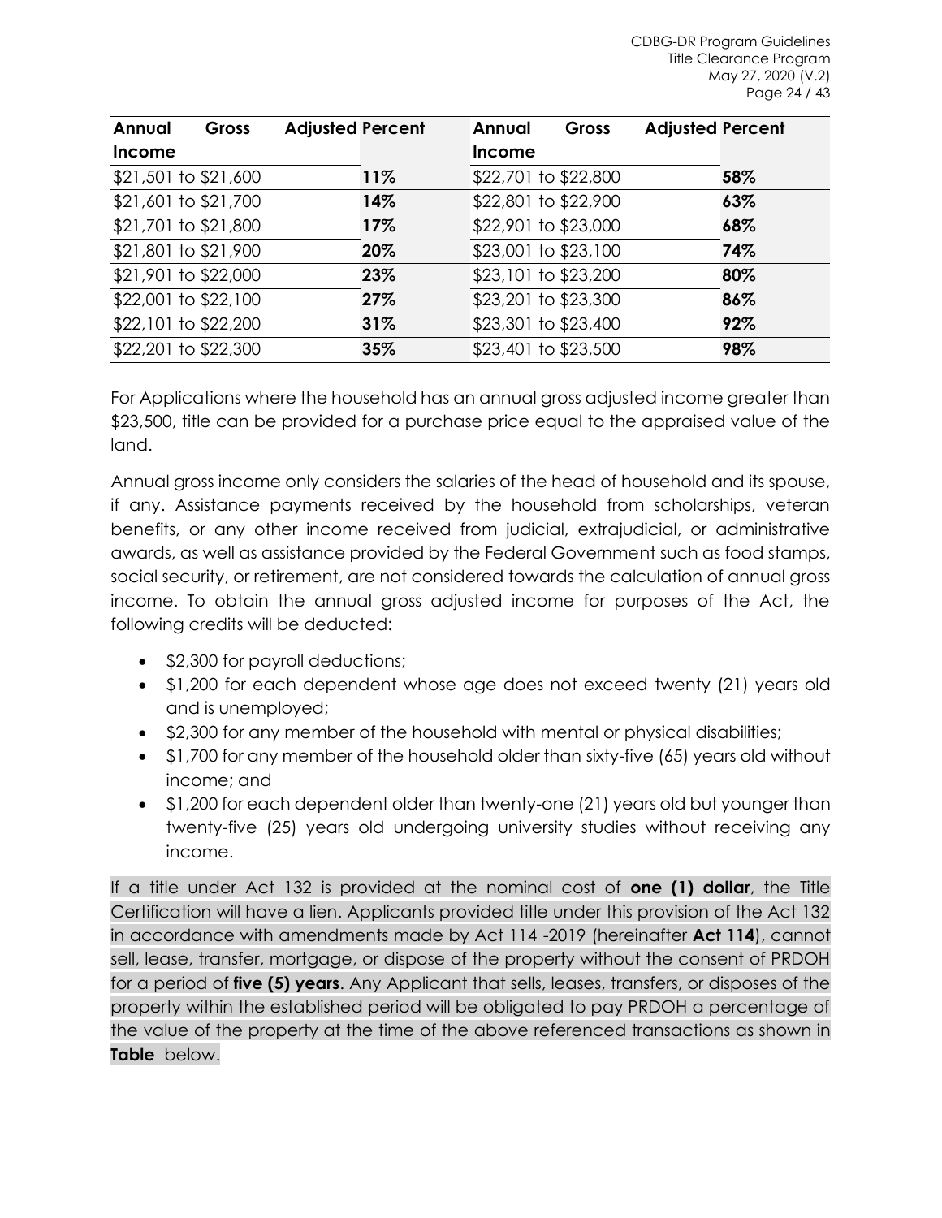| Annual Gross Income | Adjusted Percent | Annual Gross Income | Adjusted Percent |
|---|---|---|---|
| \$21,501 to \$21,600 | **11%** | \$22,701 to \$22,800 | **58%** |
| \$21,601 to \$21,700 | **14%** | \$22,801 to \$22,900 | **63%** |
| \$21,701 to \$21,800 | **17%** | \$22,901 to \$23,000 | **68%** |
| \$21,801 to \$21,900 | **20%** | \$23,001 to \$23,100 | **74%** |
| \$21,901 to \$22,000 | **23%** | \$23,101 to \$23,200 | **80%** |
| \$22,001 to \$22,100 | **27%** | \$23,201 to \$23,300 | **86%** |
| \$22,101 to \$22,200 | **31%** | \$23,301 to \$23,400 | **92%** |
| \$22,201 to \$22,300 | **35%** | \$23,401 to \$23,500 | **98%** |

For Applications where the household has an annual gross adjusted income greater than \$23,500, title can be provided for a purchase price equal to the appraised value of the land.

Annual gross income only considers the salaries of the head of household and its spouse, if any. Assistance payments received by the household from scholarships, veteran benefits, or any other income received from judicial, extrajudicial, or administrative awards, as well as assistance provided by the Federal Government such as food stamps, social security, or retirement, are not considered towards the calculation of annual gross income. To obtain the annual gross adjusted income for purposes of the Act, the following credits will be deducted:

- \$2,300 for payroll deductions;
- \$1,200 for each dependent whose age does not exceed twenty (21) years old and is unemployed;
- \$2,300 for any member of the household with mental or physical disabilities;
- \$1,700 for any member of the household older than sixty-five (65) years old without income; and
- \$1,200 for each dependent older than twenty-one (21) years old but younger than twenty-five (25) years old undergoing university studies without receiving any income.

If a title under Act 132 is provided at the nominal cost of **one (1) dollar**, the Title Certification will have a lien. Applicants provided title under this provision of the Act 132 in accordance with amendments made by Act 114 -2019 (hereinafter **Act 114**), cannot sell, lease, transfer, mortgage, or dispose of the property without the consent of PRDOH for a period of **five (5) years**. Any Applicant that sells, leases, transfers, or disposes of the property within the established period will be obligated to pay PRDOH a percentage of the value of the property at the time of the above referenced transactions as shown in **Table** below.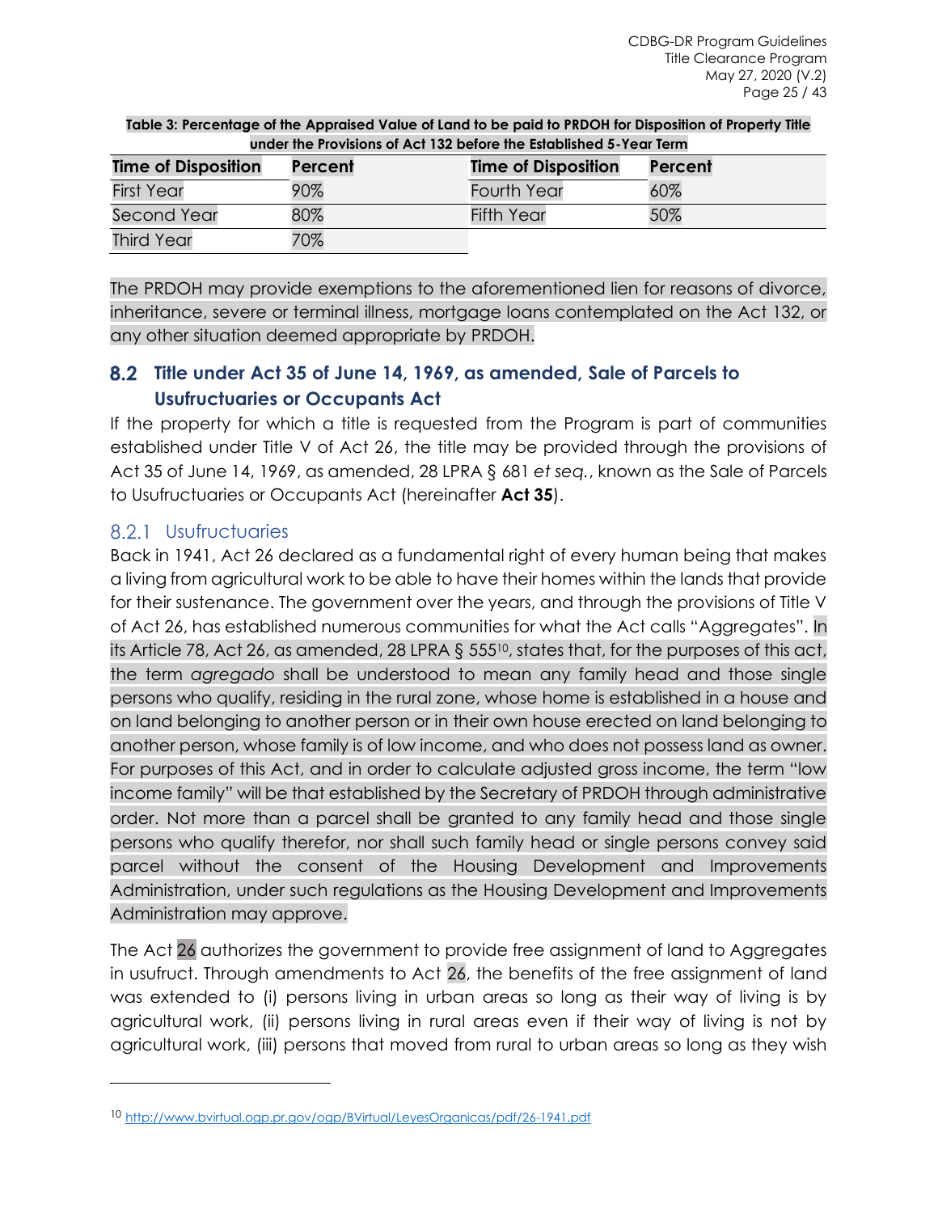**Table 3: Percentage of the Appraised Value of Land to be paid to PRDOH for Disposition of Property Title under the Provisions of Act 132 before the Established 5-Year Term**

| Time of Disposition | Percent | Time of Disposition | Percent |
|---|---|---|---|
| First Year | 90% | Fourth Year | 60% |
| Second Year | 80% | Fifth Year | 50% |
| Third Year | 70% | | |

The PRDOH may provide exemptions to the aforementioned lien for reasons of divorce, inheritance, severe or terminal illness, mortgage loans contemplated on the Act 132, or any other situation deemed appropriate by PRDOH.

## 8.2 Title under Act 35 of June 14, 1969, as amended, Sale of Parcels to Usufructuaries or Occupants Act

If the property for which a title is requested from the Program is part of communities established under Title V of Act 26, the title may be provided through the provisions of Act 35 of June 14, 1969, as amended, 28 LPRA § 681 *et seq.*, known as the Sale of Parcels to Usufructuaries or Occupants Act (hereinafter **Act 35**).

### 8.2.1 Usufructuaries

Back in 1941, Act 26 declared as a fundamental right of every human being that makes a living from agricultural work to be able to have their homes within the lands that provide for their sustenance. The government over the years, and through the provisions of Title V of Act 26, has established numerous communities for what the Act calls "Aggregates". In its Article 78, Act 26, as amended, 28 LPRA § 555[10], states that, for the purposes of this act, the term *agregado* shall be understood to mean any family head and those single persons who qualify, residing in the rural zone, whose home is established in a house and on land belonging to another person or in their own house erected on land belonging to another person, whose family is of low income, and who does not possess land as owner. For purposes of this Act, and in order to calculate adjusted gross income, the term "low income family" will be that established by the Secretary of PRDOH through administrative order. Not more than a parcel shall be granted to any family head and those single persons who qualify therefor, nor shall such family head or single persons convey said parcel without the consent of the Housing Development and Improvements Administration, under such regulations as the Housing Development and Improvements Administration may approve.

The Act 26 authorizes the government to provide free assignment of land to Aggregates in usufruct. Through amendments to Act 26, the benefits of the free assignment of land was extended to (i) persons living in urban areas so long as their way of living is by agricultural work, (ii) persons living in rural areas even if their way of living is not by agricultural work, (iii) persons that moved from rural to urban areas so long as they wish

[10] http://www.bvirtual.ogp.pr.gov/ogp/BVirtual/LeyesOrganicas/pdf/26-1941.pdf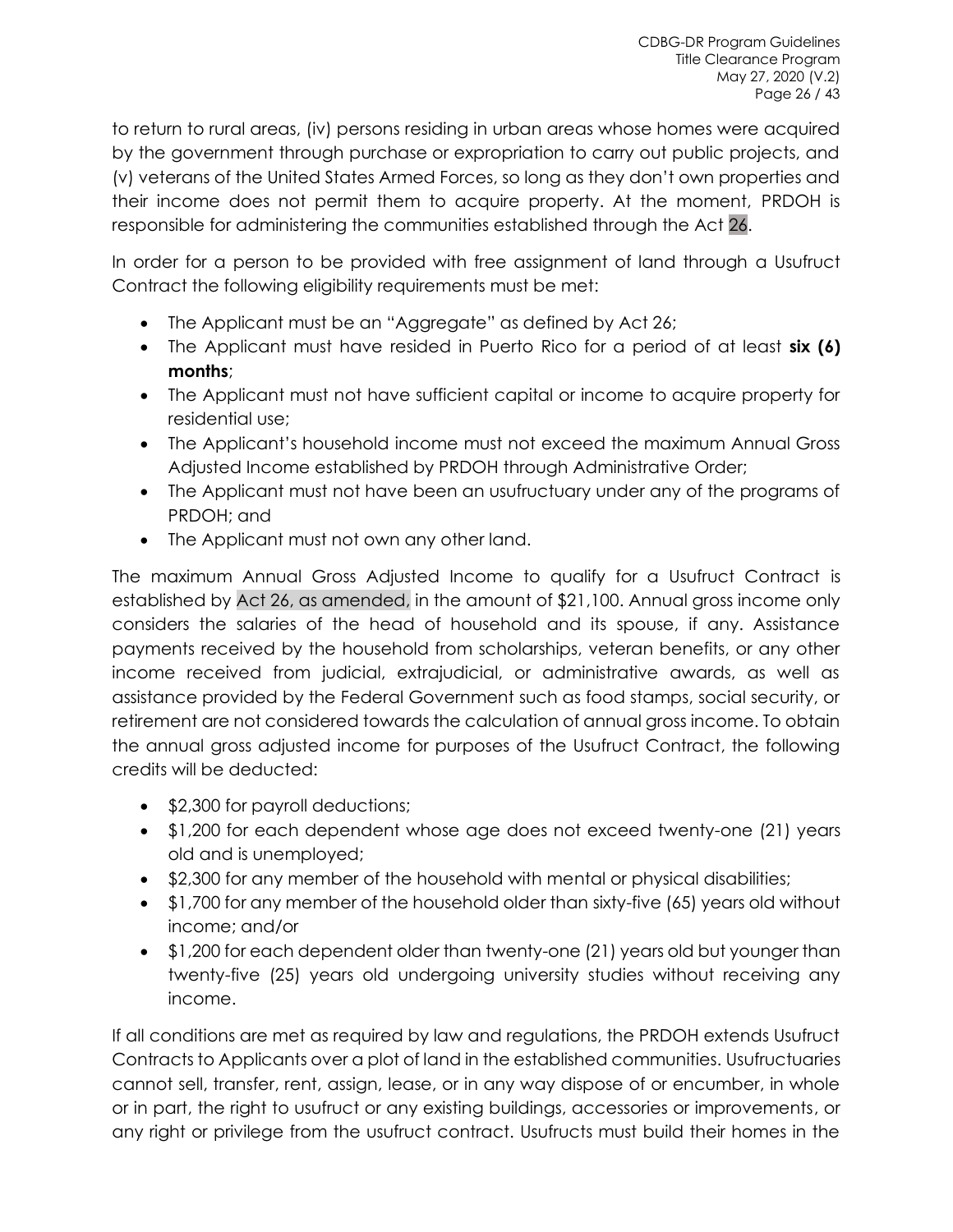to return to rural areas, (iv) persons residing in urban areas whose homes were acquired by the government through purchase or expropriation to carry out public projects, and (v) veterans of the United States Armed Forces, so long as they don't own properties and their income does not permit them to acquire property. At the moment, PRDOH is responsible for administering the communities established through the Act 26.

In order for a person to be provided with free assignment of land through a Usufruct Contract the following eligibility requirements must be met:

- The Applicant must be an "Aggregate" as defined by Act 26;
- The Applicant must have resided in Puerto Rico for a period of at least **six (6) months**;
- The Applicant must not have sufficient capital or income to acquire property for residential use;
- The Applicant's household income must not exceed the maximum Annual Gross Adjusted Income established by PRDOH through Administrative Order;
- The Applicant must not have been an usufructuary under any of the programs of PRDOH; and
- The Applicant must not own any other land.

The maximum Annual Gross Adjusted Income to qualify for a Usufruct Contract is established by Act 26, as amended, in the amount of $21,100. Annual gross income only considers the salaries of the head of household and its spouse, if any. Assistance payments received by the household from scholarships, veteran benefits, or any other income received from judicial, extrajudicial, or administrative awards, as well as assistance provided by the Federal Government such as food stamps, social security, or retirement are not considered towards the calculation of annual gross income. To obtain the annual gross adjusted income for purposes of the Usufruct Contract, the following credits will be deducted:

- $2,300 for payroll deductions;
- $1,200 for each dependent whose age does not exceed twenty-one (21) years old and is unemployed;
- $2,300 for any member of the household with mental or physical disabilities;
- $1,700 for any member of the household older than sixty-five (65) years old without income; and/or
- $1,200 for each dependent older than twenty-one (21) years old but younger than twenty-five (25) years old undergoing university studies without receiving any income.

If all conditions are met as required by law and regulations, the PRDOH extends Usufruct Contracts to Applicants over a plot of land in the established communities. Usufructuaries cannot sell, transfer, rent, assign, lease, or in any way dispose of or encumber, in whole or in part, the right to usufruct or any existing buildings, accessories or improvements, or any right or privilege from the usufruct contract. Usufructs must build their homes in the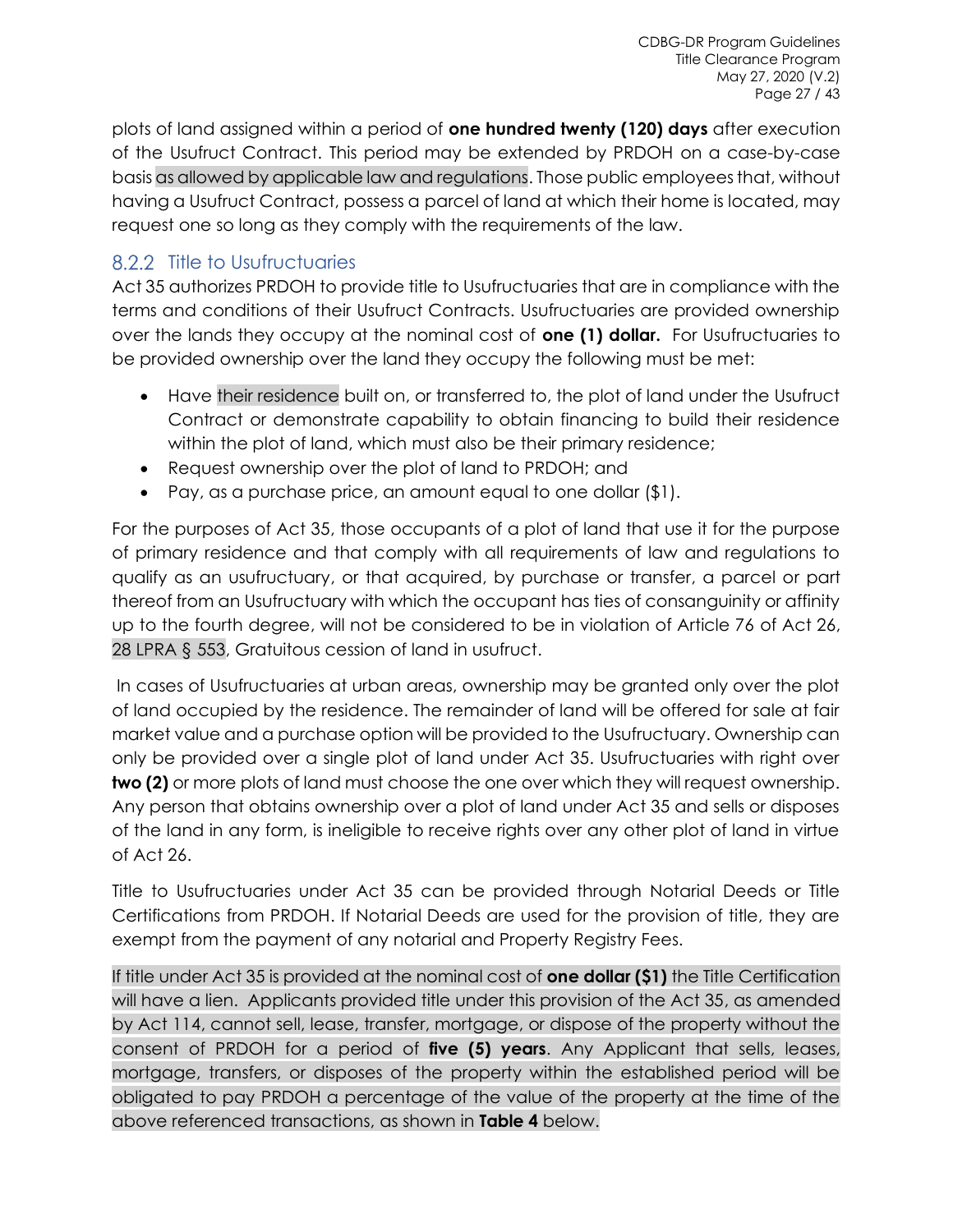plots of land assigned within a period of **one hundred twenty (120) days** after execution of the Usufruct Contract. This period may be extended by PRDOH on a case-by-case basis as allowed by applicable law and regulations. Those public employees that, without having a Usufruct Contract, possess a parcel of land at which their home is located, may request one so long as they comply with the requirements of the law.

### 8.2.2 Title to Usufructuaries

Act 35 authorizes PRDOH to provide title to Usufructuaries that are in compliance with the terms and conditions of their Usufruct Contracts. Usufructuaries are provided ownership over the lands they occupy at the nominal cost of **one (1) dollar.** For Usufructuaries to be provided ownership over the land they occupy the following must be met:

- Have their residence built on, or transferred to, the plot of land under the Usufruct Contract or demonstrate capability to obtain financing to build their residence within the plot of land, which must also be their primary residence;
- Request ownership over the plot of land to PRDOH; and
- Pay, as a purchase price, an amount equal to one dollar ($1).

For the purposes of Act 35, those occupants of a plot of land that use it for the purpose of primary residence and that comply with all requirements of law and regulations to qualify as an usufructuary, or that acquired, by purchase or transfer, a parcel or part thereof from an Usufructuary with which the occupant has ties of consanguinity or affinity up to the fourth degree, will not be considered to be in violation of Article 76 of Act 26, 28 LPRA § 553, Gratuitous cession of land in usufruct.

In cases of Usufructuaries at urban areas, ownership may be granted only over the plot of land occupied by the residence. The remainder of land will be offered for sale at fair market value and a purchase option will be provided to the Usufructuary. Ownership can only be provided over a single plot of land under Act 35. Usufructuaries with right over **two (2)** or more plots of land must choose the one over which they will request ownership. Any person that obtains ownership over a plot of land under Act 35 and sells or disposes of the land in any form, is ineligible to receive rights over any other plot of land in virtue of Act 26.

Title to Usufructuaries under Act 35 can be provided through Notarial Deeds or Title Certifications from PRDOH. If Notarial Deeds are used for the provision of title, they are exempt from the payment of any notarial and Property Registry Fees.

If title under Act 35 is provided at the nominal cost of **one dollar ($1)** the Title Certification will have a lien. Applicants provided title under this provision of the Act 35, as amended by Act 114, cannot sell, lease, transfer, mortgage, or dispose of the property without the consent of PRDOH for a period of **five (5) years**. Any Applicant that sells, leases, mortgage, transfers, or disposes of the property within the established period will be obligated to pay PRDOH a percentage of the value of the property at the time of the above referenced transactions, as shown in **Table 4** below.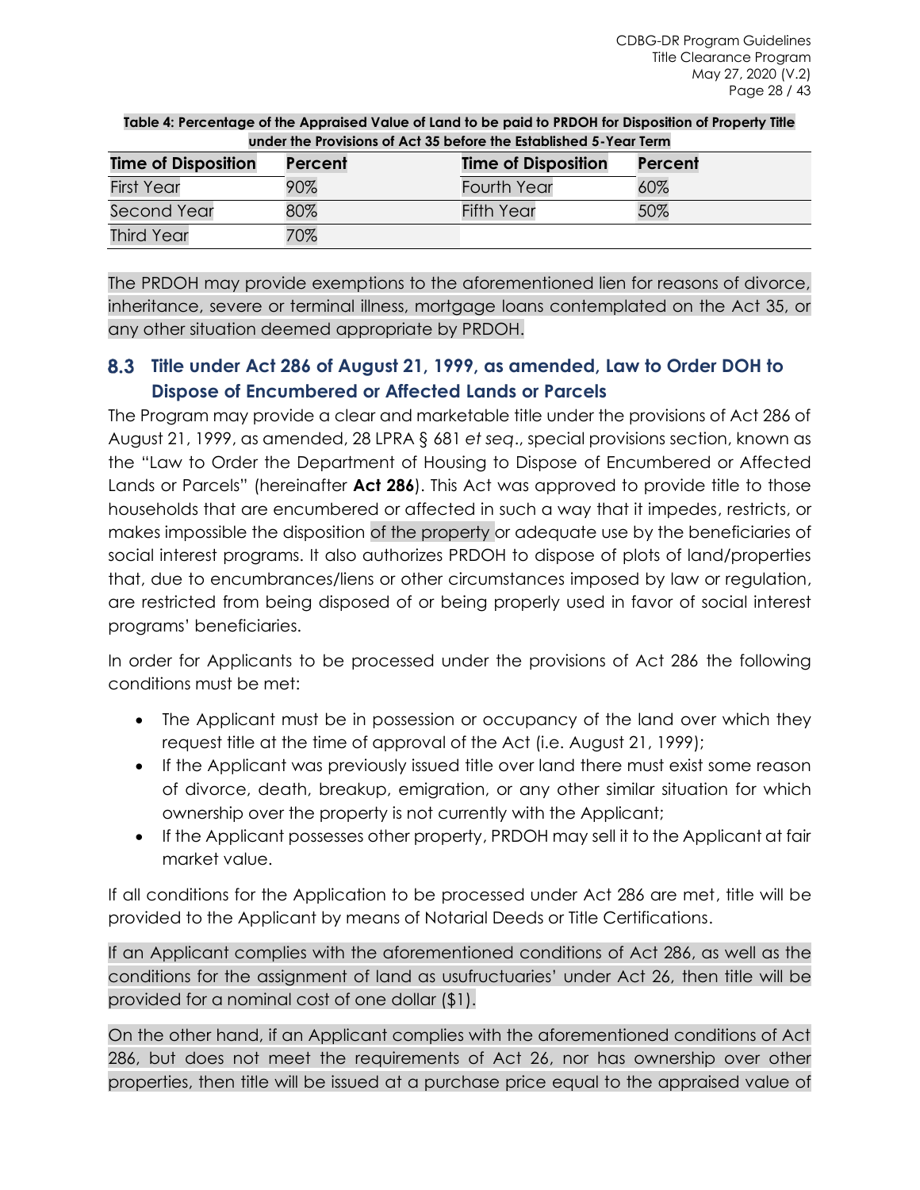**Table 4: Percentage of the Appraised Value of Land to be paid to PRDOH for Disposition of Property Title under the Provisions of Act 35 before the Established 5-Year Term**

| Time of Disposition | Percent | Time of Disposition | Percent |
|---|---|---|---|
| First Year | 90% | Fourth Year | 60% |
| Second Year | 80% | Fifth Year | 50% |
| Third Year | 70% | | |

The PRDOH may provide exemptions to the aforementioned lien for reasons of divorce, inheritance, severe or terminal illness, mortgage loans contemplated on the Act 35, or any other situation deemed appropriate by PRDOH.

## 8.3 Title under Act 286 of August 21, 1999, as amended, Law to Order DOH to Dispose of Encumbered or Affected Lands or Parcels

The Program may provide a clear and marketable title under the provisions of Act 286 of August 21, 1999, as amended, 28 LPRA § 681 *et seq*., special provisions section, known as the "Law to Order the Department of Housing to Dispose of Encumbered or Affected Lands or Parcels" (hereinafter **Act 286**). This Act was approved to provide title to those households that are encumbered or affected in such a way that it impedes, restricts, or makes impossible the disposition of the property or adequate use by the beneficiaries of social interest programs. It also authorizes PRDOH to dispose of plots of land/properties that, due to encumbrances/liens or other circumstances imposed by law or regulation, are restricted from being disposed of or being properly used in favor of social interest programs' beneficiaries.

In order for Applicants to be processed under the provisions of Act 286 the following conditions must be met:

- The Applicant must be in possession or occupancy of the land over which they request title at the time of approval of the Act (i.e. August 21, 1999);
- If the Applicant was previously issued title over land there must exist some reason of divorce, death, breakup, emigration, or any other similar situation for which ownership over the property is not currently with the Applicant;
- If the Applicant possesses other property, PRDOH may sell it to the Applicant at fair market value.

If all conditions for the Application to be processed under Act 286 are met, title will be provided to the Applicant by means of Notarial Deeds or Title Certifications.

If an Applicant complies with the aforementioned conditions of Act 286, as well as the conditions for the assignment of land as usufructuaries' under Act 26, then title will be provided for a nominal cost of one dollar ($1).

On the other hand, if an Applicant complies with the aforementioned conditions of Act 286, but does not meet the requirements of Act 26, nor has ownership over other properties, then title will be issued at a purchase price equal to the appraised value of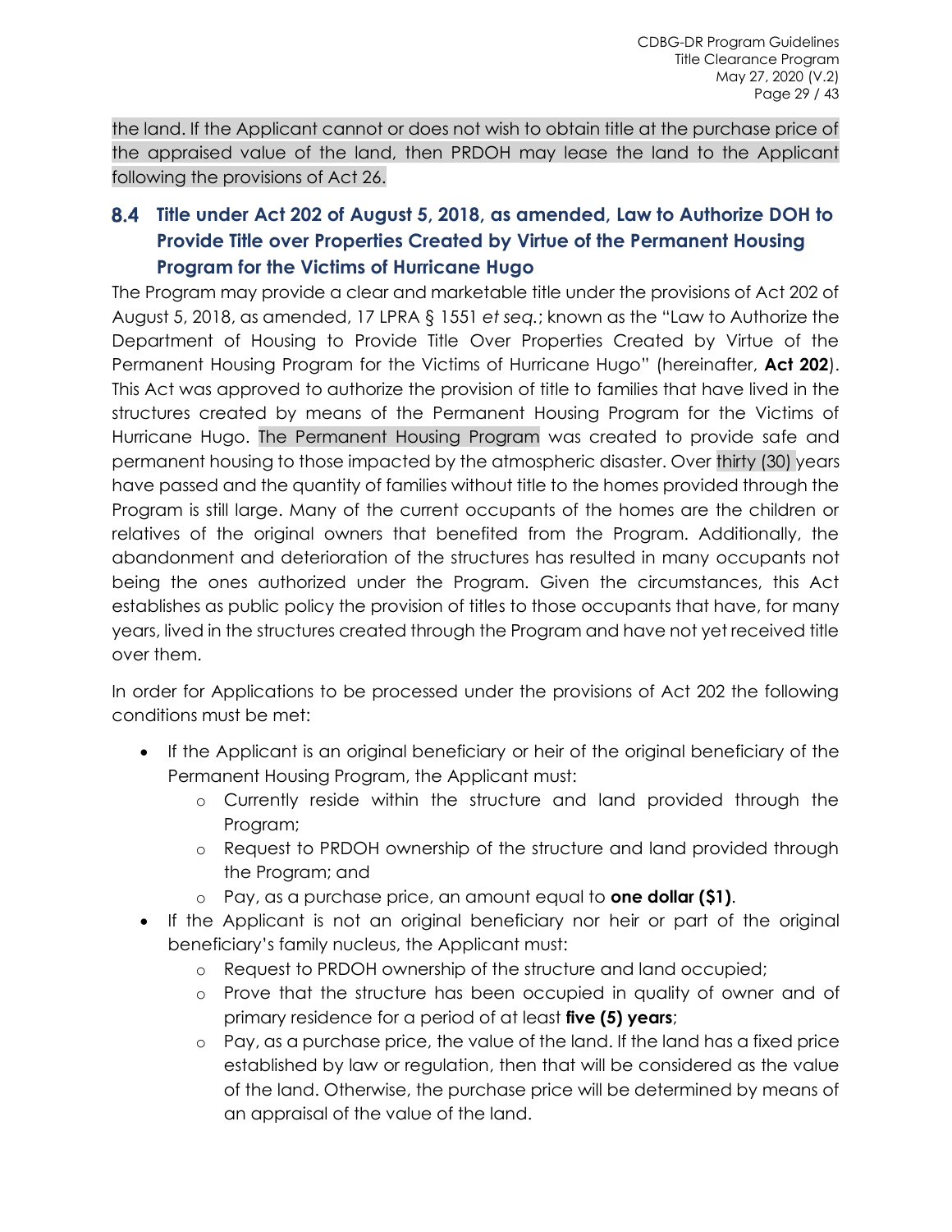the land. If the Applicant cannot or does not wish to obtain title at the purchase price of the appraised value of the land, then PRDOH may lease the land to the Applicant following the provisions of Act 26.

## 8.4 Title under Act 202 of August 5, 2018, as amended, Law to Authorize DOH to Provide Title over Properties Created by Virtue of the Permanent Housing Program for the Victims of Hurricane Hugo

The Program may provide a clear and marketable title under the provisions of Act 202 of August 5, 2018, as amended, 17 LPRA § 1551 *et seq.*; known as the "Law to Authorize the Department of Housing to Provide Title Over Properties Created by Virtue of the Permanent Housing Program for the Victims of Hurricane Hugo" (hereinafter, **Act 202**). This Act was approved to authorize the provision of title to families that have lived in the structures created by means of the Permanent Housing Program for the Victims of Hurricane Hugo. The Permanent Housing Program was created to provide safe and permanent housing to those impacted by the atmospheric disaster. Over thirty (30) years have passed and the quantity of families without title to the homes provided through the Program is still large. Many of the current occupants of the homes are the children or relatives of the original owners that benefited from the Program. Additionally, the abandonment and deterioration of the structures has resulted in many occupants not being the ones authorized under the Program. Given the circumstances, this Act establishes as public policy the provision of titles to those occupants that have, for many years, lived in the structures created through the Program and have not yet received title over them.

In order for Applications to be processed under the provisions of Act 202 the following conditions must be met:

- If the Applicant is an original beneficiary or heir of the original beneficiary of the Permanent Housing Program, the Applicant must:
    - Currently reside within the structure and land provided through the Program;
    - Request to PRDOH ownership of the structure and land provided through the Program; and
    - Pay, as a purchase price, an amount equal to **one dollar ($1)**.
- If the Applicant is not an original beneficiary nor heir or part of the original beneficiary's family nucleus, the Applicant must:
    - Request to PRDOH ownership of the structure and land occupied;
    - Prove that the structure has been occupied in quality of owner and of primary residence for a period of at least **five (5) years**;
    - Pay, as a purchase price, the value of the land. If the land has a fixed price established by law or regulation, then that will be considered as the value of the land. Otherwise, the purchase price will be determined by means of an appraisal of the value of the land.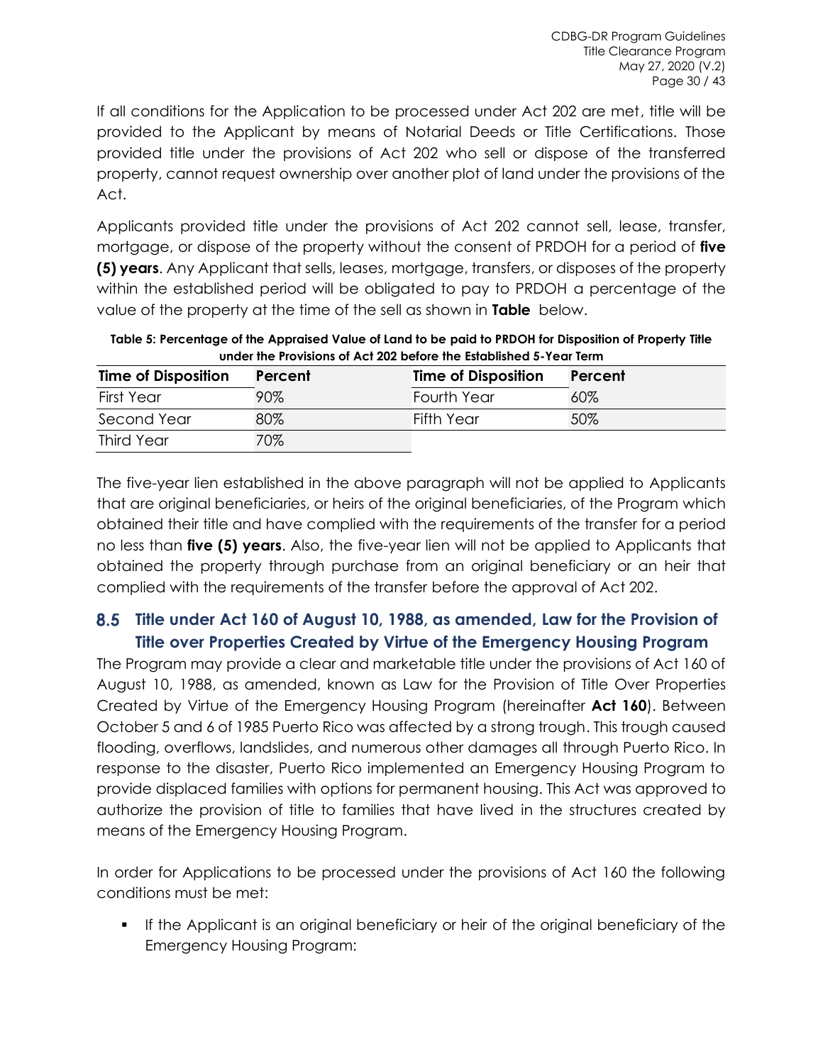If all conditions for the Application to be processed under Act 202 are met, title will be provided to the Applicant by means of Notarial Deeds or Title Certifications. Those provided title under the provisions of Act 202 who sell or dispose of the transferred property, cannot request ownership over another plot of land under the provisions of the Act.

Applicants provided title under the provisions of Act 202 cannot sell, lease, transfer, mortgage, or dispose of the property without the consent of PRDOH for a period of **five (5) years**. Any Applicant that sells, leases, mortgage, transfers, or disposes of the property within the established period will be obligated to pay to PRDOH a percentage of the value of the property at the time of the sell as shown in **Table** below.

**Table 5: Percentage of the Appraised Value of Land to be paid to PRDOH for Disposition of Property Title under the Provisions of Act 202 before the Established 5-Year Term**

| Time of Disposition | Percent | Time of Disposition | Percent |
|---|---|---|---|
| First Year | 90% | Fourth Year | 60% |
| Second Year | 80% | Fifth Year | 50% |
| Third Year | 70% | | |

The five-year lien established in the above paragraph will not be applied to Applicants that are original beneficiaries, or heirs of the original beneficiaries, of the Program which obtained their title and have complied with the requirements of the transfer for a period no less than **five (5) years**. Also, the five-year lien will not be applied to Applicants that obtained the property through purchase from an original beneficiary or an heir that complied with the requirements of the transfer before the approval of Act 202.

## 8.5 Title under Act 160 of August 10, 1988, as amended, Law for the Provision of Title over Properties Created by Virtue of the Emergency Housing Program

The Program may provide a clear and marketable title under the provisions of Act 160 of August 10, 1988, as amended, known as Law for the Provision of Title Over Properties Created by Virtue of the Emergency Housing Program (hereinafter **Act 160**). Between October 5 and 6 of 1985 Puerto Rico was affected by a strong trough. This trough caused flooding, overflows, landslides, and numerous other damages all through Puerto Rico. In response to the disaster, Puerto Rico implemented an Emergency Housing Program to provide displaced families with options for permanent housing. This Act was approved to authorize the provision of title to families that have lived in the structures created by means of the Emergency Housing Program.

In order for Applications to be processed under the provisions of Act 160 the following conditions must be met:

- If the Applicant is an original beneficiary or heir of the original beneficiary of the Emergency Housing Program: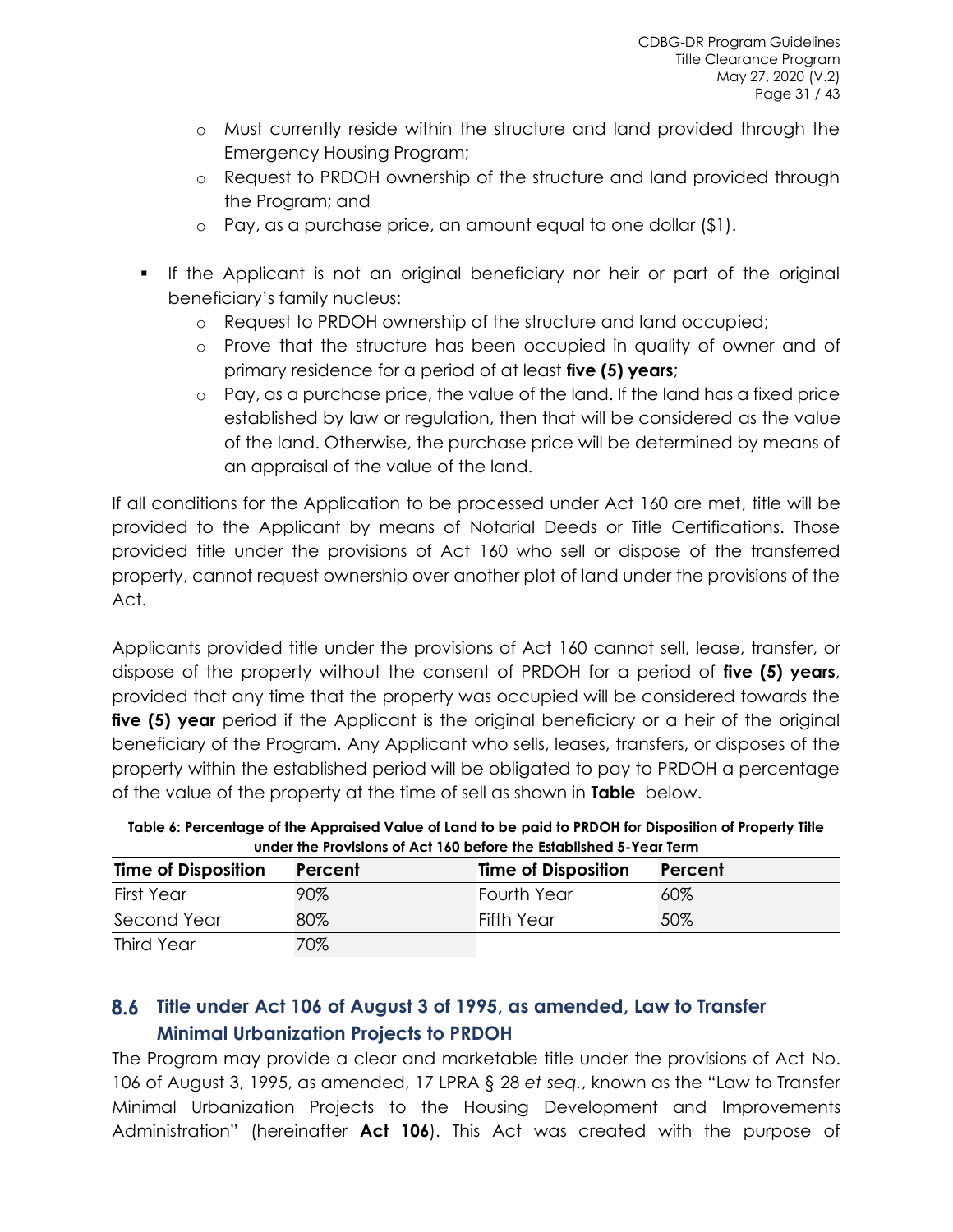- Must currently reside within the structure and land provided through the Emergency Housing Program;
  - Request to PRDOH ownership of the structure and land provided through the Program; and
  - Pay, as a purchase price, an amount equal to one dollar ($1).

- If the Applicant is not an original beneficiary nor heir or part of the original beneficiary's family nucleus:
  - Request to PRDOH ownership of the structure and land occupied;
  - Prove that the structure has been occupied in quality of owner and of primary residence for a period of at least **five (5) years**;
  - Pay, as a purchase price, the value of the land. If the land has a fixed price established by law or regulation, then that will be considered as the value of the land. Otherwise, the purchase price will be determined by means of an appraisal of the value of the land.

If all conditions for the Application to be processed under Act 160 are met, title will be provided to the Applicant by means of Notarial Deeds or Title Certifications. Those provided title under the provisions of Act 160 who sell or dispose of the transferred property, cannot request ownership over another plot of land under the provisions of the Act.

Applicants provided title under the provisions of Act 160 cannot sell, lease, transfer, or dispose of the property without the consent of PRDOH for a period of **five (5) years**, provided that any time that the property was occupied will be considered towards the **five (5) year** period if the Applicant is the original beneficiary or a heir of the original beneficiary of the Program. Any Applicant who sells, leases, transfers, or disposes of the property within the established period will be obligated to pay to PRDOH a percentage of the value of the property at the time of sell as shown in **Table** below.

**Table 6: Percentage of the Appraised Value of Land to be paid to PRDOH for Disposition of Property Title under the Provisions of Act 160 before the Established 5-Year Term**

| Time of Disposition | Percent | Time of Disposition | Percent |
|---|---|---|---|
| First Year | 90% | Fourth Year | 60% |
| Second Year | 80% | Fifth Year | 50% |
| Third Year | 70% | | |

## 8.6 Title under Act 106 of August 3 of 1995, as amended, Law to Transfer Minimal Urbanization Projects to PRDOH

The Program may provide a clear and marketable title under the provisions of Act No. 106 of August 3, 1995, as amended, 17 LPRA § 28 *et seq.*, known as the "Law to Transfer Minimal Urbanization Projects to the Housing Development and Improvements Administration" (hereinafter **Act 106**). This Act was created with the purpose of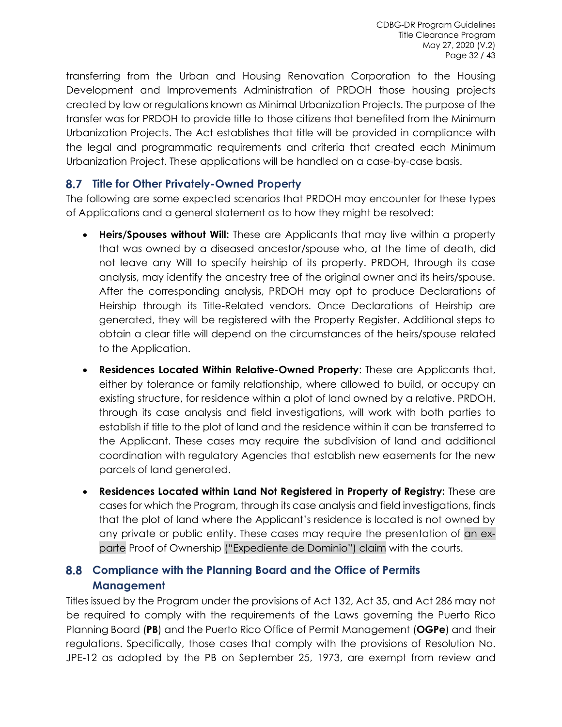transferring from the Urban and Housing Renovation Corporation to the Housing Development and Improvements Administration of PRDOH those housing projects created by law or regulations known as Minimal Urbanization Projects. The purpose of the transfer was for PRDOH to provide title to those citizens that benefited from the Minimum Urbanization Projects. The Act establishes that title will be provided in compliance with the legal and programmatic requirements and criteria that created each Minimum Urbanization Project. These applications will be handled on a case-by-case basis.

## 8.7 Title for Other Privately-Owned Property

The following are some expected scenarios that PRDOH may encounter for these types of Applications and a general statement as to how they might be resolved:

- **Heirs/Spouses without Will:** These are Applicants that may live within a property that was owned by a diseased ancestor/spouse who, at the time of death, did not leave any Will to specify heirship of its property. PRDOH, through its case analysis, may identify the ancestry tree of the original owner and its heirs/spouse. After the corresponding analysis, PRDOH may opt to produce Declarations of Heirship through its Title-Related vendors. Once Declarations of Heirship are generated, they will be registered with the Property Register. Additional steps to obtain a clear title will depend on the circumstances of the heirs/spouse related to the Application.
- **Residences Located Within Relative-Owned Property**: These are Applicants that, either by tolerance or family relationship, where allowed to build, or occupy an existing structure, for residence within a plot of land owned by a relative. PRDOH, through its case analysis and field investigations, will work with both parties to establish if title to the plot of land and the residence within it can be transferred to the Applicant. These cases may require the subdivision of land and additional coordination with regulatory Agencies that establish new easements for the new parcels of land generated.
- **Residences Located within Land Not Registered in Property of Registry:** These are cases for which the Program, through its case analysis and field investigations, finds that the plot of land where the Applicant's residence is located is not owned by any private or public entity. These cases may require the presentation of an ex-parte Proof of Ownership ("Expediente de Dominio") claim with the courts.

## 8.8 Compliance with the Planning Board and the Office of Permits Management

Titles issued by the Program under the provisions of Act 132, Act 35, and Act 286 may not be required to comply with the requirements of the Laws governing the Puerto Rico Planning Board (**PB**) and the Puerto Rico Office of Permit Management (**OGPe**) and their regulations. Specifically, those cases that comply with the provisions of Resolution No. JPE-12 as adopted by the PB on September 25, 1973, are exempt from review and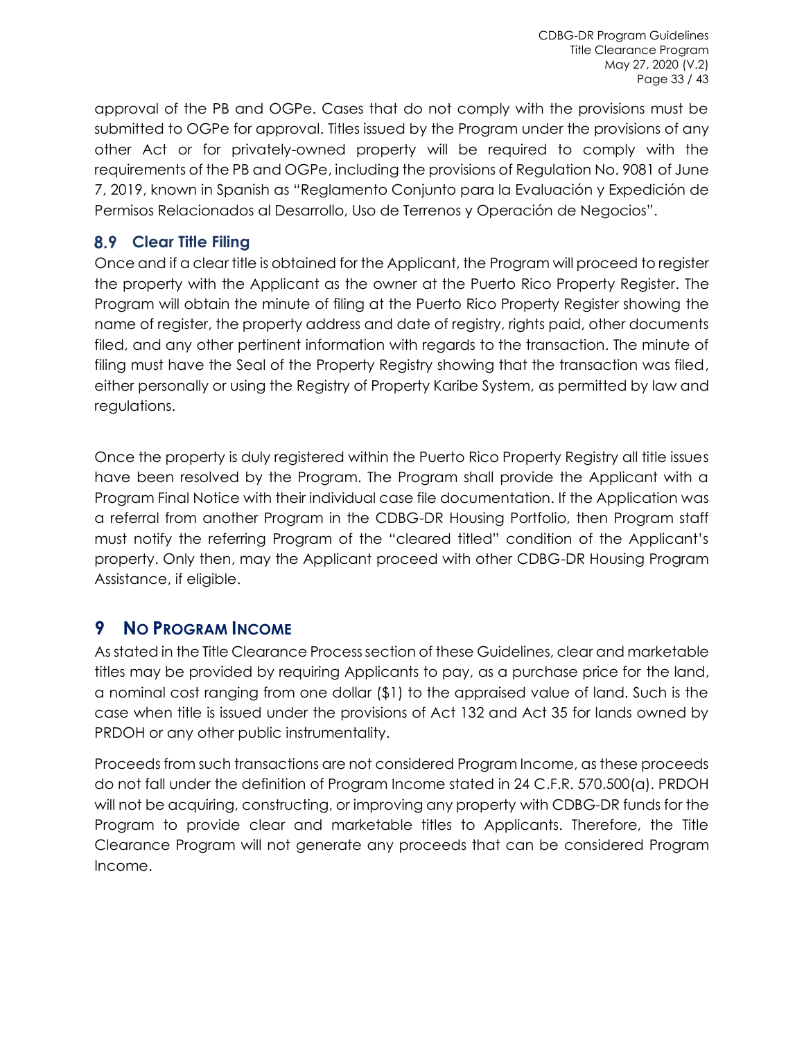approval of the PB and OGPe. Cases that do not comply with the provisions must be submitted to OGPe for approval. Titles issued by the Program under the provisions of any other Act or for privately-owned property will be required to comply with the requirements of the PB and OGPe, including the provisions of Regulation No. 9081 of June 7, 2019, known in Spanish as "Reglamento Conjunto para la Evaluación y Expedición de Permisos Relacionados al Desarrollo, Uso de Terrenos y Operación de Negocios".

## 8.9 Clear Title Filing

Once and if a clear title is obtained for the Applicant, the Program will proceed to register the property with the Applicant as the owner at the Puerto Rico Property Register. The Program will obtain the minute of filing at the Puerto Rico Property Register showing the name of register, the property address and date of registry, rights paid, other documents filed, and any other pertinent information with regards to the transaction. The minute of filing must have the Seal of the Property Registry showing that the transaction was filed, either personally or using the Registry of Property Karibe System, as permitted by law and regulations.

Once the property is duly registered within the Puerto Rico Property Registry all title issues have been resolved by the Program. The Program shall provide the Applicant with a Program Final Notice with their individual case file documentation. If the Application was a referral from another Program in the CDBG-DR Housing Portfolio, then Program staff must notify the referring Program of the "cleared titled" condition of the Applicant's property. Only then, may the Applicant proceed with other CDBG-DR Housing Program Assistance, if eligible.

# 9 No Program Income

As stated in the Title Clearance Process section of these Guidelines, clear and marketable titles may be provided by requiring Applicants to pay, as a purchase price for the land, a nominal cost ranging from one dollar ($1) to the appraised value of land. Such is the case when title is issued under the provisions of Act 132 and Act 35 for lands owned by PRDOH or any other public instrumentality.

Proceeds from such transactions are not considered Program Income, as these proceeds do not fall under the definition of Program Income stated in 24 C.F.R. 570.500(a). PRDOH will not be acquiring, constructing, or improving any property with CDBG-DR funds for the Program to provide clear and marketable titles to Applicants. Therefore, the Title Clearance Program will not generate any proceeds that can be considered Program Income.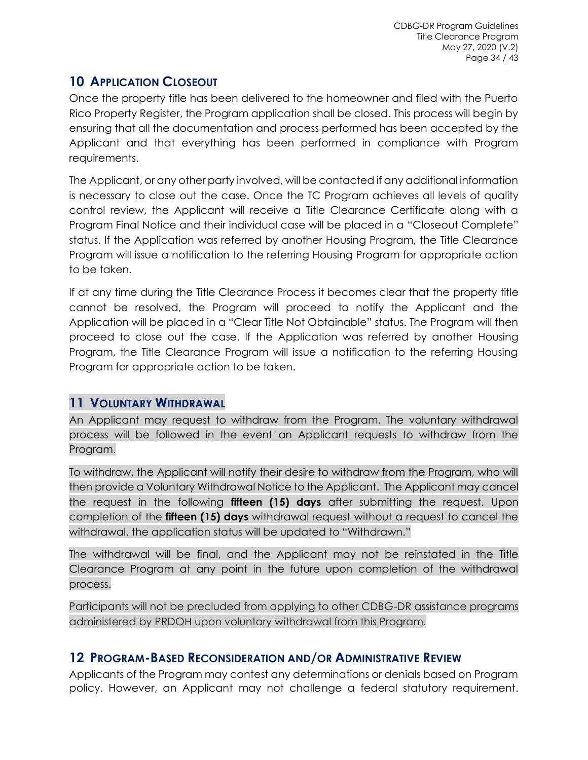## 10 APPLICATION CLOSEOUT

Once the property title has been delivered to the homeowner and filed with the Puerto Rico Property Register, the Program application shall be closed. This process will begin by ensuring that all the documentation and process performed has been accepted by the Applicant and that everything has been performed in compliance with Program requirements.

The Applicant, or any other party involved, will be contacted if any additional information is necessary to close out the case. Once the TC Program achieves all levels of quality control review, the Applicant will receive a Title Clearance Certificate along with a Program Final Notice and their individual case will be placed in a "Closeout Complete" status. If the Application was referred by another Housing Program, the Title Clearance Program will issue a notification to the referring Housing Program for appropriate action to be taken.

If at any time during the Title Clearance Process it becomes clear that the property title cannot be resolved, the Program will proceed to notify the Applicant and the Application will be placed in a "Clear Title Not Obtainable" status. The Program will then proceed to close out the case. If the Application was referred by another Housing Program, the Title Clearance Program will issue a notification to the referring Housing Program for appropriate action to be taken.

## 11 VOLUNTARY WITHDRAWAL

An Applicant may request to withdraw from the Program. The voluntary withdrawal process will be followed in the event an Applicant requests to withdraw from the Program.

To withdraw, the Applicant will notify their desire to withdraw from the Program, who will then provide a Voluntary Withdrawal Notice to the Applicant. The Applicant may cancel the request in the following **fifteen (15) days** after submitting the request. Upon completion of the **fifteen (15) days** withdrawal request without a request to cancel the withdrawal, the application status will be updated to "Withdrawn."

The withdrawal will be final, and the Applicant may not be reinstated in the Title Clearance Program at any point in the future upon completion of the withdrawal process.

Participants will not be precluded from applying to other CDBG-DR assistance programs administered by PRDOH upon voluntary withdrawal from this Program.

## 12 PROGRAM-BASED RECONSIDERATION AND/OR ADMINISTRATIVE REVIEW

Applicants of the Program may contest any determinations or denials based on Program policy. However, an Applicant may not challenge a federal statutory requirement.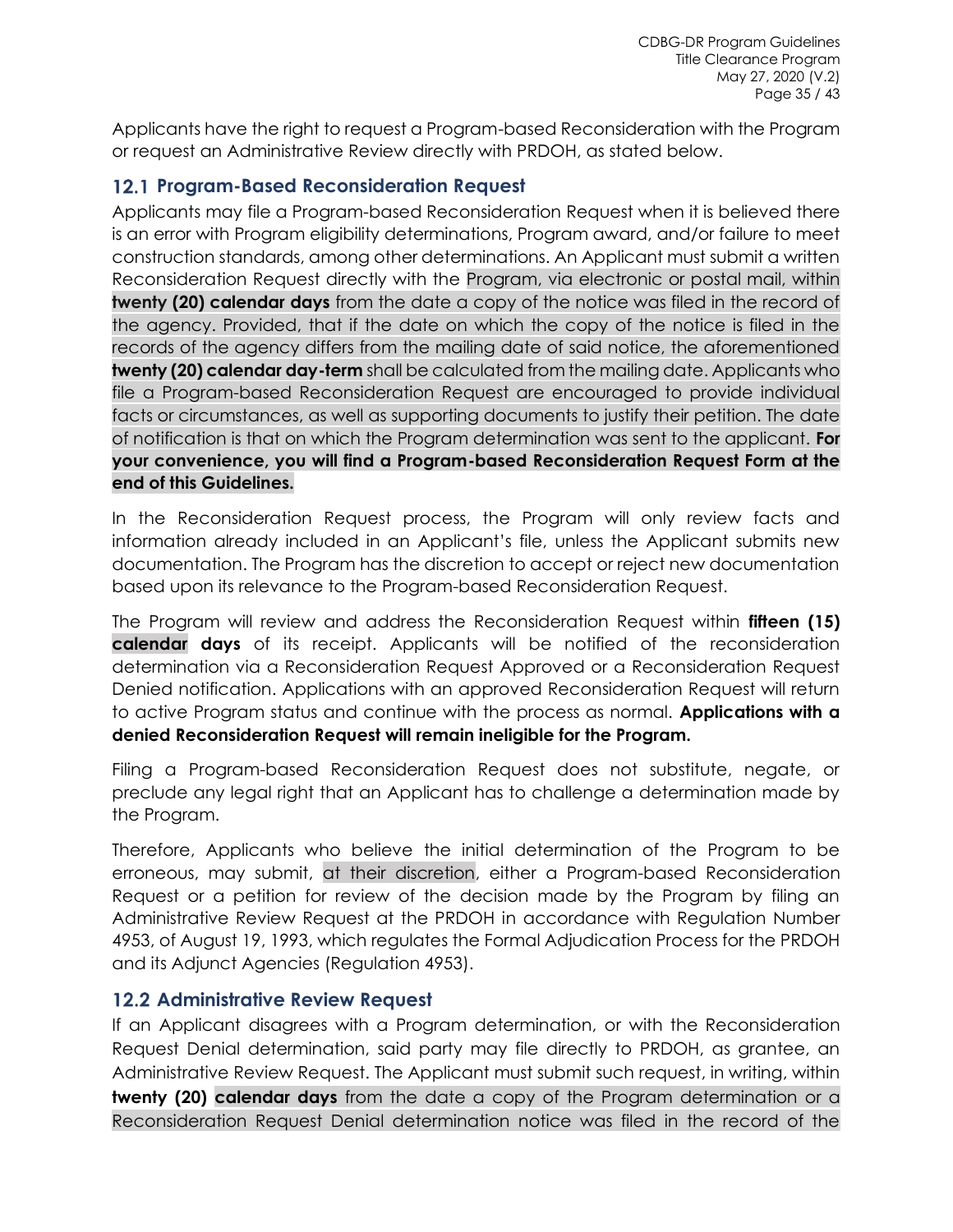Applicants have the right to request a Program-based Reconsideration with the Program or request an Administrative Review directly with PRDOH, as stated below.

## 12.1 Program-Based Reconsideration Request

Applicants may file a Program-based Reconsideration Request when it is believed there is an error with Program eligibility determinations, Program award, and/or failure to meet construction standards, among other determinations. An Applicant must submit a written Reconsideration Request directly with the Program, via electronic or postal mail, within **twenty (20) calendar days** from the date a copy of the notice was filed in the record of the agency. Provided, that if the date on which the copy of the notice is filed in the records of the agency differs from the mailing date of said notice, the aforementioned **twenty (20) calendar day-term** shall be calculated from the mailing date. Applicants who file a Program-based Reconsideration Request are encouraged to provide individual facts or circumstances, as well as supporting documents to justify their petition. The date of notification is that on which the Program determination was sent to the applicant. **For your convenience, you will find a Program-based Reconsideration Request Form at the end of this Guidelines.**

In the Reconsideration Request process, the Program will only review facts and information already included in an Applicant's file, unless the Applicant submits new documentation. The Program has the discretion to accept or reject new documentation based upon its relevance to the Program-based Reconsideration Request.

The Program will review and address the Reconsideration Request within **fifteen (15) calendar days** of its receipt. Applicants will be notified of the reconsideration determination via a Reconsideration Request Approved or a Reconsideration Request Denied notification. Applications with an approved Reconsideration Request will return to active Program status and continue with the process as normal. **Applications with a denied Reconsideration Request will remain ineligible for the Program.**

Filing a Program-based Reconsideration Request does not substitute, negate, or preclude any legal right that an Applicant has to challenge a determination made by the Program.

Therefore, Applicants who believe the initial determination of the Program to be erroneous, may submit, at their discretion, either a Program-based Reconsideration Request or a petition for review of the decision made by the Program by filing an Administrative Review Request at the PRDOH in accordance with Regulation Number 4953, of August 19, 1993, which regulates the Formal Adjudication Process for the PRDOH and its Adjunct Agencies (Regulation 4953).

## 12.2 Administrative Review Request

If an Applicant disagrees with a Program determination, or with the Reconsideration Request Denial determination, said party may file directly to PRDOH, as grantee, an Administrative Review Request. The Applicant must submit such request, in writing, within **twenty (20) calendar days** from the date a copy of the Program determination or a Reconsideration Request Denial determination notice was filed in the record of the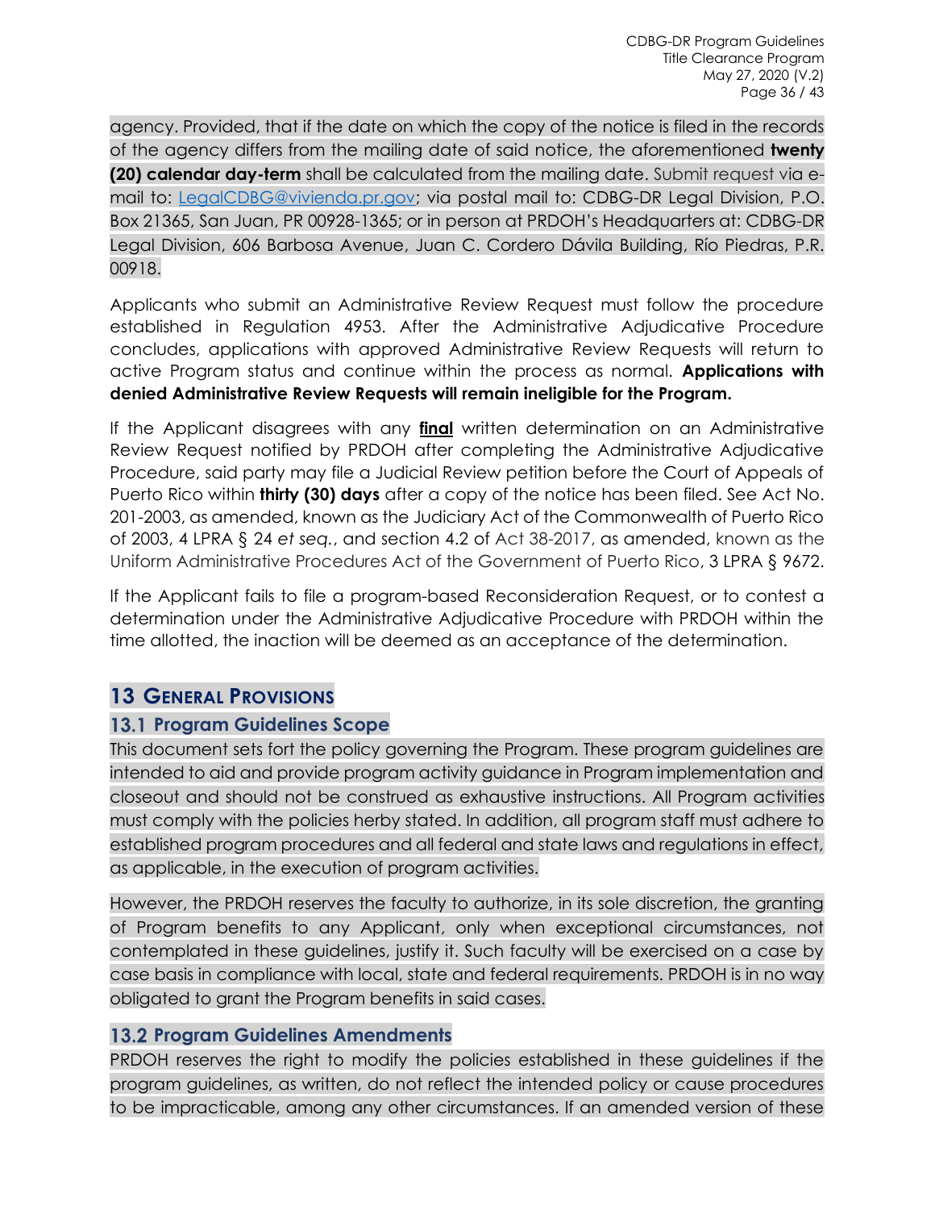agency. Provided, that if the date on which the copy of the notice is filed in the records of the agency differs from the mailing date of said notice, the aforementioned **twenty (20) calendar day-term** shall be calculated from the mailing date. Submit request via e-mail to: [LegalCDBG@vivienda.pr.gov](mailto:LegalCDBG@vivienda.pr.gov); via postal mail to: CDBG-DR Legal Division, P.O. Box 21365, San Juan, PR 00928-1365; or in person at PRDOH's Headquarters at: CDBG-DR Legal Division, 606 Barbosa Avenue, Juan C. Cordero Dávila Building, Río Piedras, P.R. 00918.

Applicants who submit an Administrative Review Request must follow the procedure established in Regulation 4953. After the Administrative Adjudicative Procedure concludes, applications with approved Administrative Review Requests will return to active Program status and continue within the process as normal. **Applications with denied Administrative Review Requests will remain ineligible for the Program.**

If the Applicant disagrees with any **final** written determination on an Administrative Review Request notified by PRDOH after completing the Administrative Adjudicative Procedure, said party may file a Judicial Review petition before the Court of Appeals of Puerto Rico within **thirty (30) days** after a copy of the notice has been filed. See Act No. 201-2003, as amended, known as the Judiciary Act of the Commonwealth of Puerto Rico of 2003, 4 LPRA § 24 *et seq.*, and section 4.2 of Act 38-2017, as amended, known as the Uniform Administrative Procedures Act of the Government of Puerto Rico, 3 LPRA § 9672.

If the Applicant fails to file a program-based Reconsideration Request, or to contest a determination under the Administrative Adjudicative Procedure with PRDOH within the time allotted, the inaction will be deemed as an acceptance of the determination.

# 13 General Provisions

## 13.1 Program Guidelines Scope

This document sets fort the policy governing the Program. These program guidelines are intended to aid and provide program activity guidance in Program implementation and closeout and should not be construed as exhaustive instructions. All Program activities must comply with the policies herby stated. In addition, all program staff must adhere to established program procedures and all federal and state laws and regulations in effect, as applicable, in the execution of program activities.

However, the PRDOH reserves the faculty to authorize, in its sole discretion, the granting of Program benefits to any Applicant, only when exceptional circumstances, not contemplated in these guidelines, justify it. Such faculty will be exercised on a case by case basis in compliance with local, state and federal requirements. PRDOH is in no way obligated to grant the Program benefits in said cases.

## 13.2 Program Guidelines Amendments

PRDOH reserves the right to modify the policies established in these guidelines if the program guidelines, as written, do not reflect the intended policy or cause procedures to be impracticable, among any other circumstances. If an amended version of these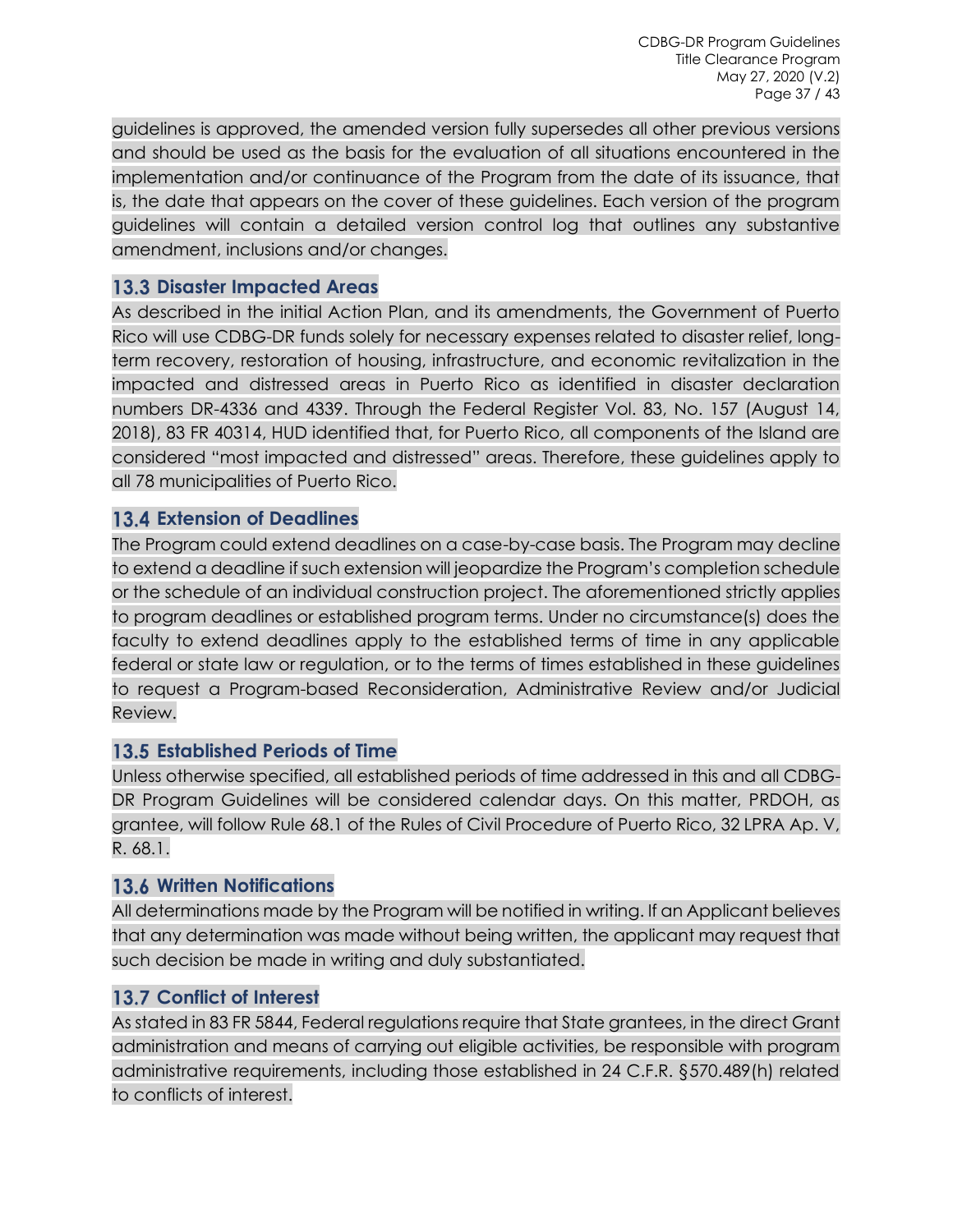guidelines is approved, the amended version fully supersedes all other previous versions and should be used as the basis for the evaluation of all situations encountered in the implementation and/or continuance of the Program from the date of its issuance, that is, the date that appears on the cover of these guidelines. Each version of the program guidelines will contain a detailed version control log that outlines any substantive amendment, inclusions and/or changes.

## 13.3 Disaster Impacted Areas

As described in the initial Action Plan, and its amendments, the Government of Puerto Rico will use CDBG-DR funds solely for necessary expenses related to disaster relief, long-term recovery, restoration of housing, infrastructure, and economic revitalization in the impacted and distressed areas in Puerto Rico as identified in disaster declaration numbers DR-4336 and 4339. Through the Federal Register Vol. 83, No. 157 (August 14, 2018), 83 FR 40314, HUD identified that, for Puerto Rico, all components of the Island are considered "most impacted and distressed" areas. Therefore, these guidelines apply to all 78 municipalities of Puerto Rico.

## 13.4 Extension of Deadlines

The Program could extend deadlines on a case-by-case basis. The Program may decline to extend a deadline if such extension will jeopardize the Program's completion schedule or the schedule of an individual construction project. The aforementioned strictly applies to program deadlines or established program terms. Under no circumstance(s) does the faculty to extend deadlines apply to the established terms of time in any applicable federal or state law or regulation, or to the terms of times established in these guidelines to request a Program-based Reconsideration, Administrative Review and/or Judicial Review.

## 13.5 Established Periods of Time

Unless otherwise specified, all established periods of time addressed in this and all CDBG-DR Program Guidelines will be considered calendar days. On this matter, PRDOH, as grantee, will follow Rule 68.1 of the Rules of Civil Procedure of Puerto Rico, 32 LPRA Ap. V, R. 68.1.

## 13.6 Written Notifications

All determinations made by the Program will be notified in writing. If an Applicant believes that any determination was made without being written, the applicant may request that such decision be made in writing and duly substantiated.

## 13.7 Conflict of Interest

As stated in 83 FR 5844, Federal regulations require that State grantees, in the direct Grant administration and means of carrying out eligible activities, be responsible with program administrative requirements, including those established in 24 C.F.R. §570.489(h) related to conflicts of interest.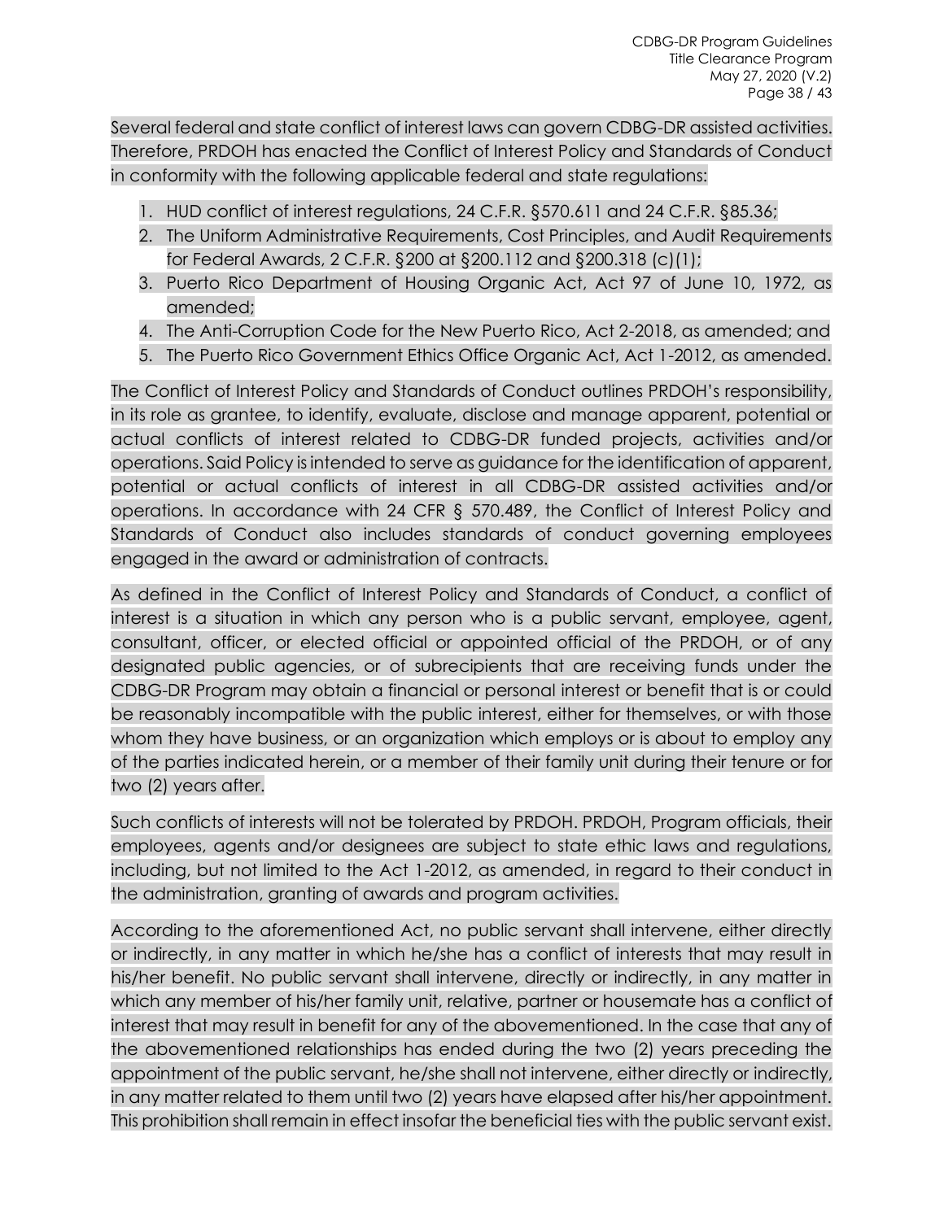Several federal and state conflict of interest laws can govern CDBG-DR assisted activities. Therefore, PRDOH has enacted the Conflict of Interest Policy and Standards of Conduct in conformity with the following applicable federal and state regulations:

1. HUD conflict of interest regulations, 24 C.F.R. §570.611 and 24 C.F.R. §85.36;
2. The Uniform Administrative Requirements, Cost Principles, and Audit Requirements for Federal Awards, 2 C.F.R. §200 at §200.112 and §200.318 (c)(1);
3. Puerto Rico Department of Housing Organic Act, Act 97 of June 10, 1972, as amended;
4. The Anti-Corruption Code for the New Puerto Rico, Act 2-2018, as amended; and
5. The Puerto Rico Government Ethics Office Organic Act, Act 1-2012, as amended.

The Conflict of Interest Policy and Standards of Conduct outlines PRDOH's responsibility, in its role as grantee, to identify, evaluate, disclose and manage apparent, potential or actual conflicts of interest related to CDBG-DR funded projects, activities and/or operations. Said Policy is intended to serve as guidance for the identification of apparent, potential or actual conflicts of interest in all CDBG-DR assisted activities and/or operations. In accordance with 24 CFR § 570.489, the Conflict of Interest Policy and Standards of Conduct also includes standards of conduct governing employees engaged in the award or administration of contracts.

As defined in the Conflict of Interest Policy and Standards of Conduct, a conflict of interest is a situation in which any person who is a public servant, employee, agent, consultant, officer, or elected official or appointed official of the PRDOH, or of any designated public agencies, or of subrecipients that are receiving funds under the CDBG-DR Program may obtain a financial or personal interest or benefit that is or could be reasonably incompatible with the public interest, either for themselves, or with those whom they have business, or an organization which employs or is about to employ any of the parties indicated herein, or a member of their family unit during their tenure or for two (2) years after.

Such conflicts of interests will not be tolerated by PRDOH. PRDOH, Program officials, their employees, agents and/or designees are subject to state ethic laws and regulations, including, but not limited to the Act 1-2012, as amended, in regard to their conduct in the administration, granting of awards and program activities.

According to the aforementioned Act, no public servant shall intervene, either directly or indirectly, in any matter in which he/she has a conflict of interests that may result in his/her benefit. No public servant shall intervene, directly or indirectly, in any matter in which any member of his/her family unit, relative, partner or housemate has a conflict of interest that may result in benefit for any of the abovementioned. In the case that any of the abovementioned relationships has ended during the two (2) years preceding the appointment of the public servant, he/she shall not intervene, either directly or indirectly, in any matter related to them until two (2) years have elapsed after his/her appointment. This prohibition shall remain in effect insofar the beneficial ties with the public servant exist.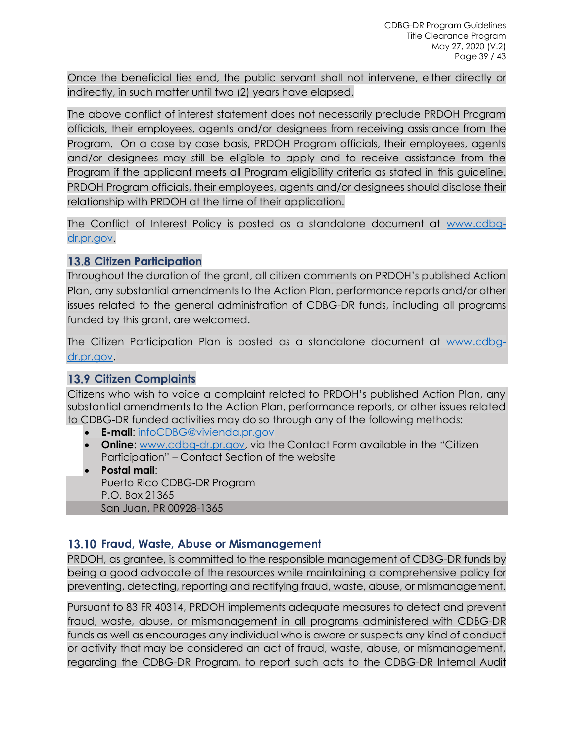Once the beneficial ties end, the public servant shall not intervene, either directly or indirectly, in such matter until two (2) years have elapsed.

The above conflict of interest statement does not necessarily preclude PRDOH Program officials, their employees, agents and/or designees from receiving assistance from the Program. On a case by case basis, PRDOH Program officials, their employees, agents and/or designees may still be eligible to apply and to receive assistance from the Program if the applicant meets all Program eligibility criteria as stated in this guideline. PRDOH Program officials, their employees, agents and/or designees should disclose their relationship with PRDOH at the time of their application.

The Conflict of Interest Policy is posted as a standalone document at [www.cdbg-dr.pr.gov](http://www.cdbg-dr.pr.gov).

## 13.8 Citizen Participation

Throughout the duration of the grant, all citizen comments on PRDOH's published Action Plan, any substantial amendments to the Action Plan, performance reports and/or other issues related to the general administration of CDBG-DR funds, including all programs funded by this grant, are welcomed.

The Citizen Participation Plan is posted as a standalone document at [www.cdbg-dr.pr.gov](http://www.cdbg-dr.pr.gov).

## 13.9 Citizen Complaints

Citizens who wish to voice a complaint related to PRDOH's published Action Plan, any substantial amendments to the Action Plan, performance reports, or other issues related to CDBG-DR funded activities may do so through any of the following methods:

- **E-mail**: [infoCDBG@vivienda.pr.gov](mailto:infoCDBG@vivienda.pr.gov)
- **Online**: [www.cdbg-dr.pr.gov](http://www.cdbg-dr.pr.gov), via the Contact Form available in the "Citizen Participation" – Contact Section of the website
- **Postal mail**:
  Puerto Rico CDBG-DR Program
  P.O. Box 21365
  San Juan, PR 00928-1365

## 13.10 Fraud, Waste, Abuse or Mismanagement

PRDOH, as grantee, is committed to the responsible management of CDBG-DR funds by being a good advocate of the resources while maintaining a comprehensive policy for preventing, detecting, reporting and rectifying fraud, waste, abuse, or mismanagement.

Pursuant to 83 FR 40314, PRDOH implements adequate measures to detect and prevent fraud, waste, abuse, or mismanagement in all programs administered with CDBG-DR funds as well as encourages any individual who is aware or suspects any kind of conduct or activity that may be considered an act of fraud, waste, abuse, or mismanagement, regarding the CDBG-DR Program, to report such acts to the CDBG-DR Internal Audit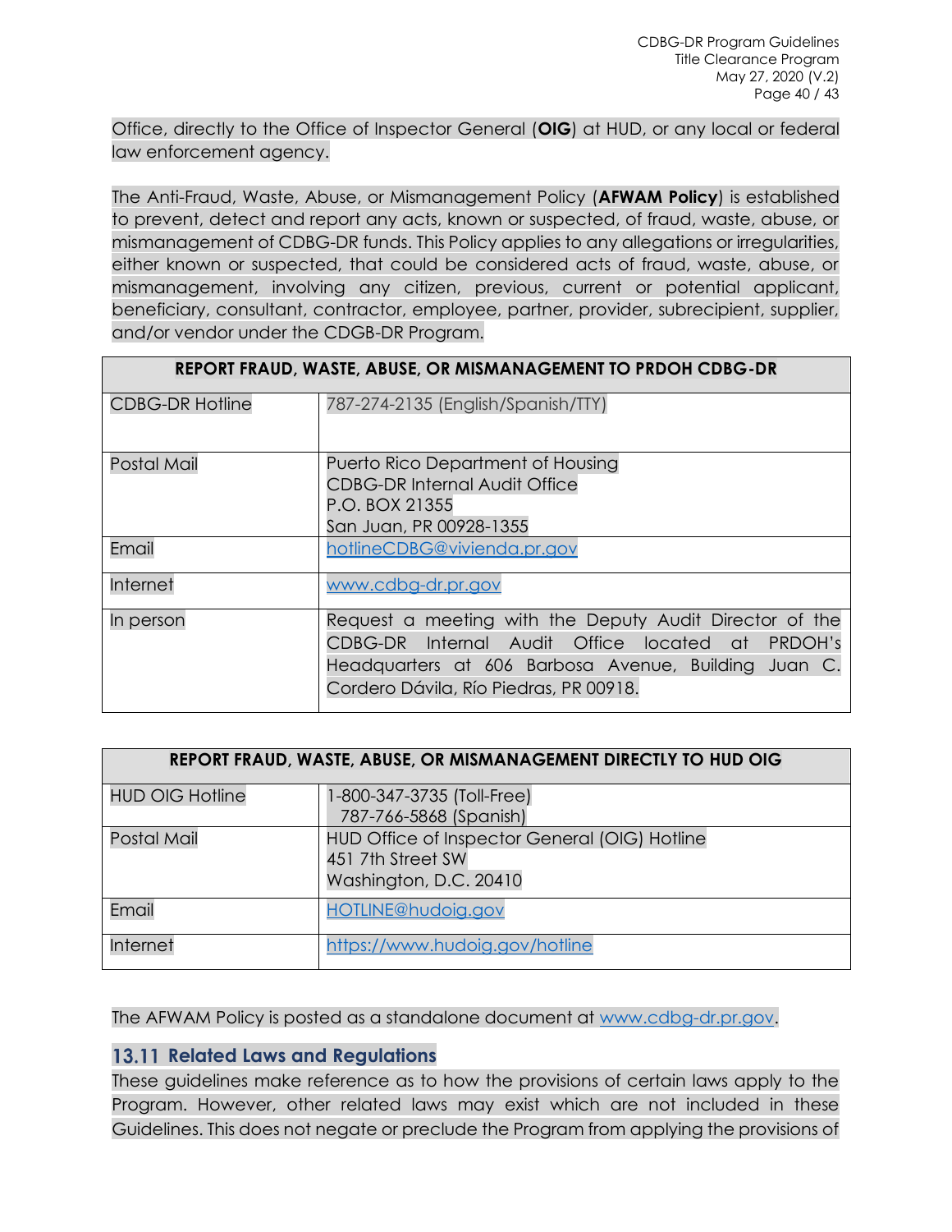Office, directly to the Office of Inspector General (**OIG**) at HUD, or any local or federal law enforcement agency.

The Anti-Fraud, Waste, Abuse, or Mismanagement Policy (**AFWAM Policy**) is established to prevent, detect and report any acts, known or suspected, of fraud, waste, abuse, or mismanagement of CDBG-DR funds. This Policy applies to any allegations or irregularities, either known or suspected, that could be considered acts of fraud, waste, abuse, or mismanagement, involving any citizen, previous, current or potential applicant, beneficiary, consultant, contractor, employee, partner, provider, subrecipient, supplier, and/or vendor under the CDGB-DR Program.

| **REPORT FRAUD, WASTE, ABUSE, OR MISMANAGEMENT TO PRDOH CDBG-DR** | |
|---|---|
| CDBG-DR Hotline | 787-274-2135 (English/Spanish/TTY) |
| Postal Mail | Puerto Rico Department of Housing<br>CDBG-DR Internal Audit Office<br>P.O. BOX 21355<br>San Juan, PR 00928-1355 |
| Email | hotlineCDBG@vivienda.pr.gov |
| Internet | www.cdbg-dr.pr.gov |
| In person | Request a meeting with the Deputy Audit Director of the CDBG-DR Internal Audit Office located at PRDOH's Headquarters at 606 Barbosa Avenue, Building Juan C. Cordero Dávila, Río Piedras, PR 00918. |

| **REPORT FRAUD, WASTE, ABUSE, OR MISMANAGEMENT DIRECTLY TO HUD OIG** | |
|---|---|
| HUD OIG Hotline | 1-800-347-3735 (Toll-Free)<br>787-766-5868 (Spanish) |
| Postal Mail | HUD Office of Inspector General (OIG) Hotline<br>451 7th Street SW<br>Washington, D.C. 20410 |
| Email | HOTLINE@hudoig.gov |
| Internet | https://www.hudoig.gov/hotline |

The AFWAM Policy is posted as a standalone document at www.cdbg-dr.pr.gov.

## 13.11 Related Laws and Regulations

These guidelines make reference as to how the provisions of certain laws apply to the Program. However, other related laws may exist which are not included in these Guidelines. This does not negate or preclude the Program from applying the provisions of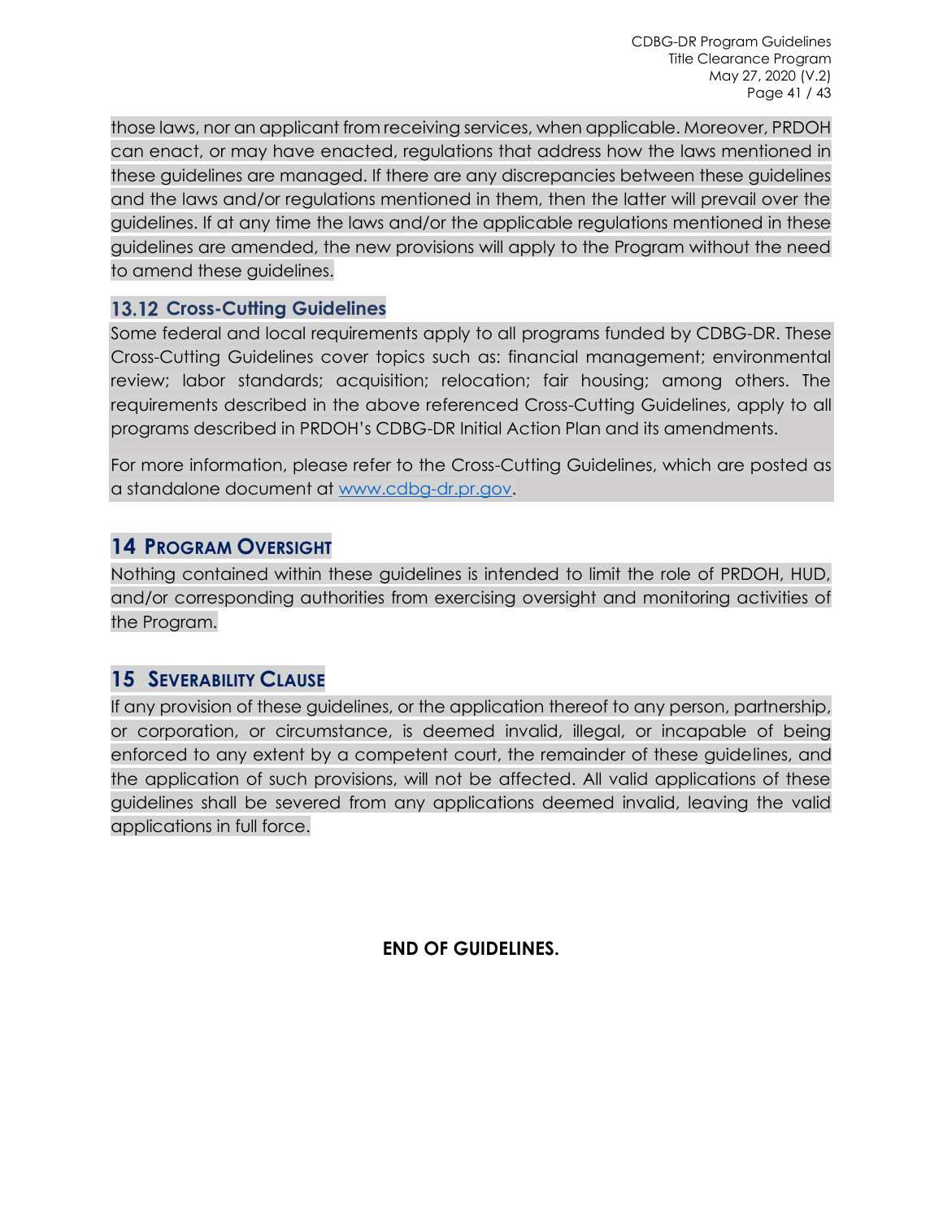those laws, nor an applicant from receiving services, when applicable. Moreover, PRDOH can enact, or may have enacted, regulations that address how the laws mentioned in these guidelines are managed. If there are any discrepancies between these guidelines and the laws and/or regulations mentioned in them, then the latter will prevail over the guidelines. If at any time the laws and/or the applicable regulations mentioned in these guidelines are amended, the new provisions will apply to the Program without the need to amend these guidelines.

### 13.12 Cross-Cutting Guidelines

Some federal and local requirements apply to all programs funded by CDBG-DR. These Cross-Cutting Guidelines cover topics such as: financial management; environmental review; labor standards; acquisition; relocation; fair housing; among others. The requirements described in the above referenced Cross-Cutting Guidelines, apply to all programs described in PRDOH's CDBG-DR Initial Action Plan and its amendments.

For more information, please refer to the Cross-Cutting Guidelines, which are posted as a standalone document at [www.cdbg-dr.pr.gov](http://www.cdbg-dr.pr.gov).

## 14 Program Oversight

Nothing contained within these guidelines is intended to limit the role of PRDOH, HUD, and/or corresponding authorities from exercising oversight and monitoring activities of the Program.

## 15 Severability Clause

If any provision of these guidelines, or the application thereof to any person, partnership, or corporation, or circumstance, is deemed invalid, illegal, or incapable of being enforced to any extent by a competent court, the remainder of these guidelines, and the application of such provisions, will not be affected. All valid applications of these guidelines shall be severed from any applications deemed invalid, leaving the valid applications in full force.

**END OF GUIDELINES.**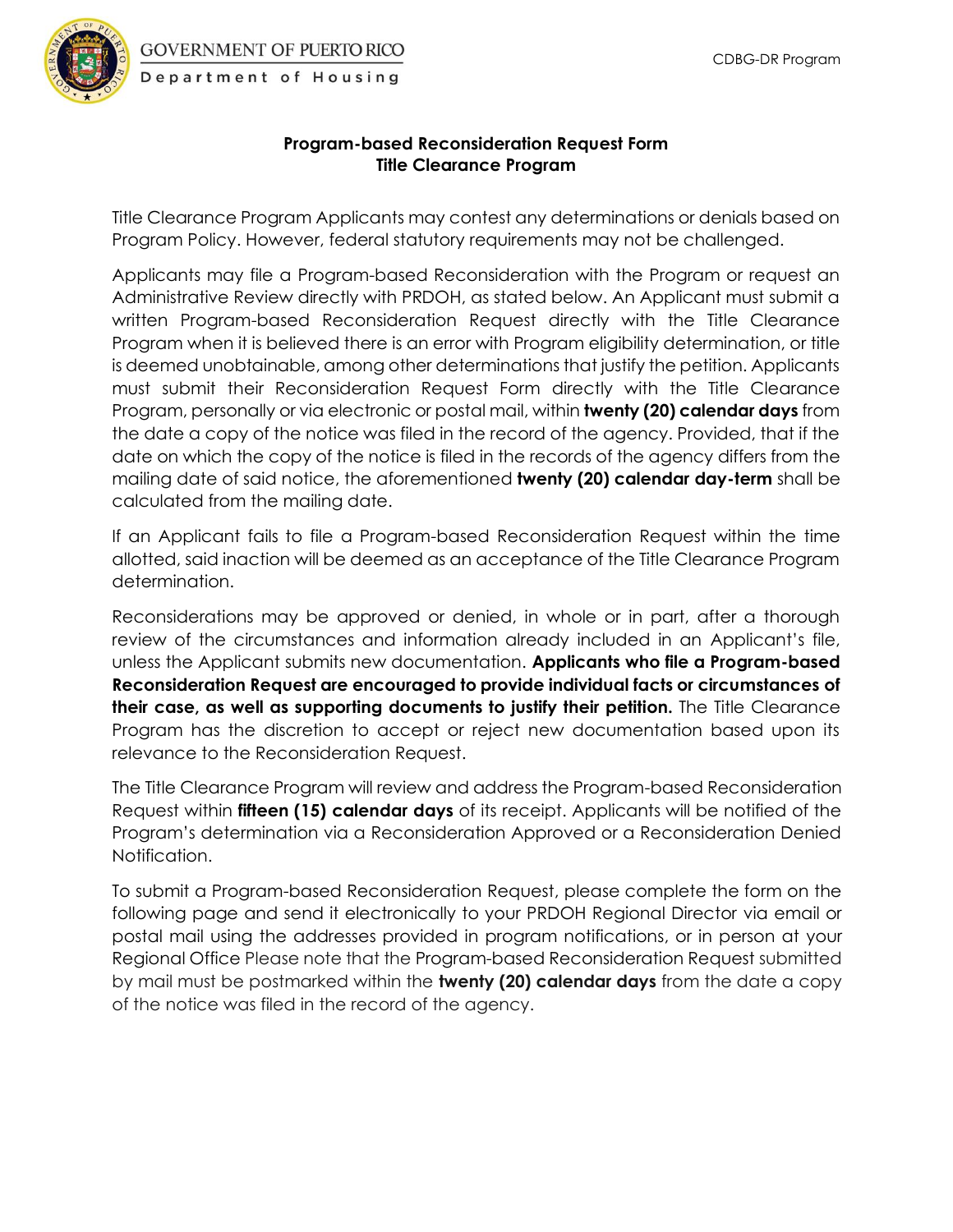**Program-based Reconsideration Request Form**
**Title Clearance Program**

Title Clearance Program Applicants may contest any determinations or denials based on Program Policy. However, federal statutory requirements may not be challenged.

Applicants may file a Program-based Reconsideration with the Program or request an Administrative Review directly with PRDOH, as stated below. An Applicant must submit a written Program-based Reconsideration Request directly with the Title Clearance Program when it is believed there is an error with Program eligibility determination, or title is deemed unobtainable, among other determinations that justify the petition. Applicants must submit their Reconsideration Request Form directly with the Title Clearance Program, personally or via electronic or postal mail, within **twenty (20) calendar days** from the date a copy of the notice was filed in the record of the agency. Provided, that if the date on which the copy of the notice is filed in the records of the agency differs from the mailing date of said notice, the aforementioned **twenty (20) calendar day-term** shall be calculated from the mailing date.

If an Applicant fails to file a Program-based Reconsideration Request within the time allotted, said inaction will be deemed as an acceptance of the Title Clearance Program determination.

Reconsiderations may be approved or denied, in whole or in part, after a thorough review of the circumstances and information already included in an Applicant's file, unless the Applicant submits new documentation. **Applicants who file a Program-based Reconsideration Request are encouraged to provide individual facts or circumstances of their case, as well as supporting documents to justify their petition.** The Title Clearance Program has the discretion to accept or reject new documentation based upon its relevance to the Reconsideration Request.

The Title Clearance Program will review and address the Program-based Reconsideration Request within **fifteen (15) calendar days** of its receipt. Applicants will be notified of the Program's determination via a Reconsideration Approved or a Reconsideration Denied Notification.

To submit a Program-based Reconsideration Request, please complete the form on the following page and send it electronically to your PRDOH Regional Director via email or postal mail using the addresses provided in program notifications, or in person at your Regional Office Please note that the Program-based Reconsideration Request submitted by mail must be postmarked within the **twenty (20) calendar days** from the date a copy of the notice was filed in the record of the agency.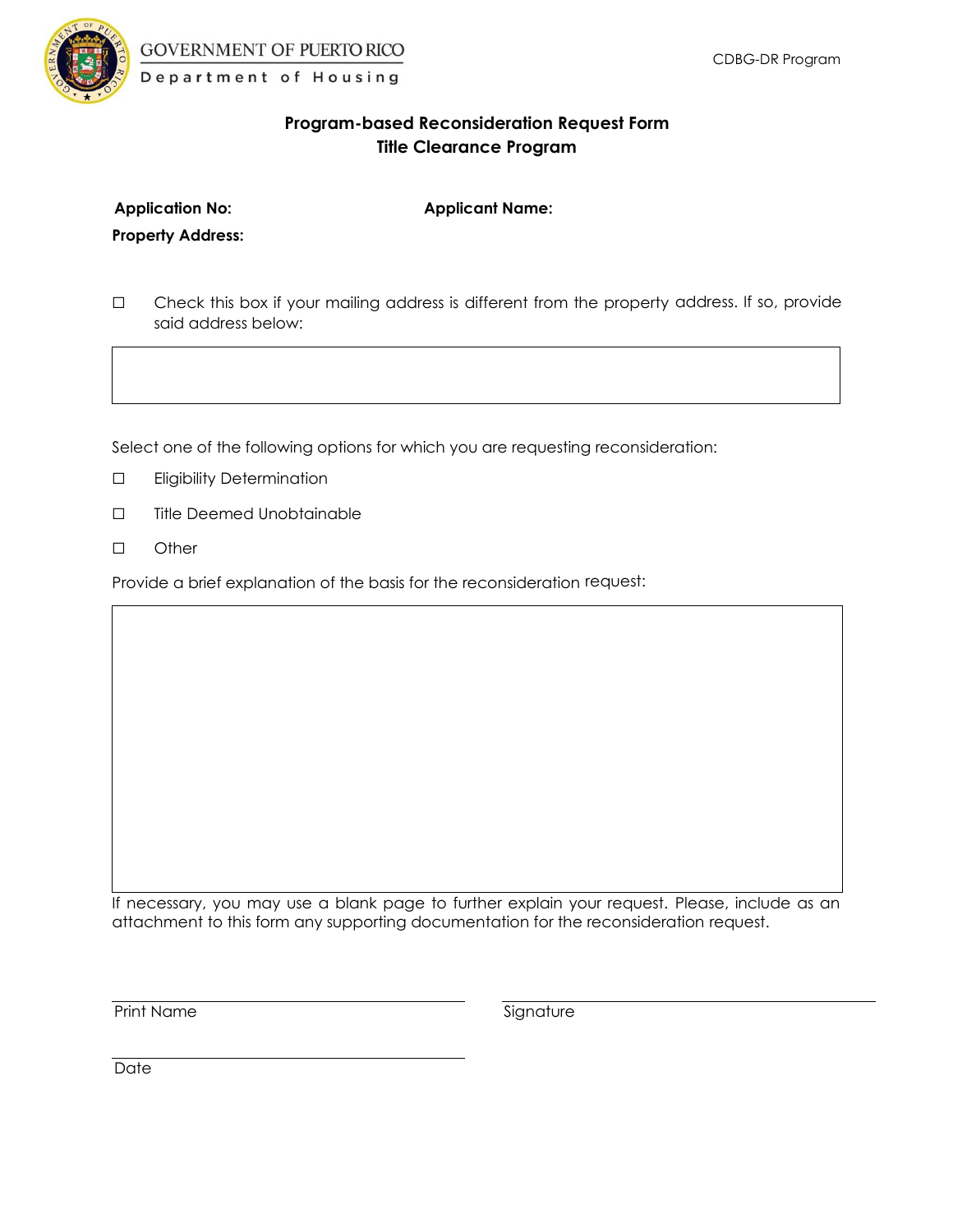GOVERNMENT OF PUERTO RICO
Department of Housing

CDBG-DR Program

## Program-based Reconsideration Request Form
## Title Clearance Program

**Application No:** **Applicant Name:**

**Property Address:**

☐ Check this box if your mailing address is different from the property address. If so, provide said address below:

Select one of the following options for which you are requesting reconsideration:

☐ Eligibility Determination

☐ Title Deemed Unobtainable

☐ Other

Provide a brief explanation of the basis for the reconsideration request:

If necessary, you may use a blank page to further explain your request. Please, include as an attachment to this form any supporting documentation for the reconsideration request.

Print Name

Signature

Date